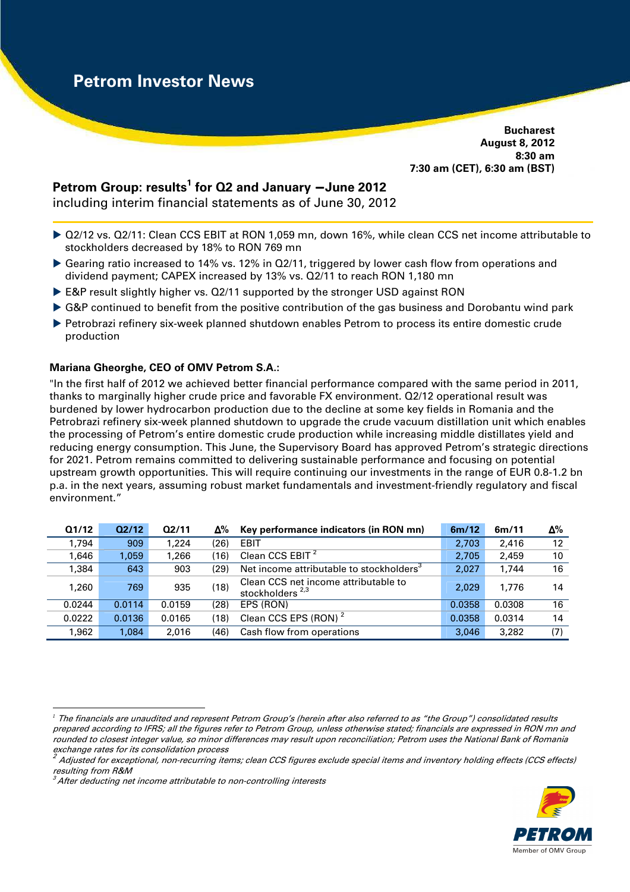# Petrom Investor News

**Bucharest**
**August 8, 2012**
**8:30 am**
**7:30 am (CET), 6:30 am (BST)**

## Petrom Group: results[1] for Q2 and January – June 2012

including interim financial statements as of June 30, 2012

- Q2/12 vs. Q2/11: Clean CCS EBIT at RON 1,059 mn, down 16%, while clean CCS net income attributable to stockholders decreased by 18% to RON 769 mn
- Gearing ratio increased to 14% vs. 12% in Q2/11, triggered by lower cash flow from operations and dividend payment; CAPEX increased by 13% vs. Q2/11 to reach RON 1,180 mn
- E&P result slightly higher vs. Q2/11 supported by the stronger USD against RON
- G&P continued to benefit from the positive contribution of the gas business and Dorobantu wind park
- Petrobrazi refinery six-week planned shutdown enables Petrom to process its entire domestic crude production

**Mariana Gheorghe, CEO of OMV Petrom S.A.:**

"In the first half of 2012 we achieved better financial performance compared with the same period in 2011, thanks to marginally higher crude price and favorable FX environment. Q2/12 operational result was burdened by lower hydrocarbon production due to the decline at some key fields in Romania and the Petrobrazi refinery six-week planned shutdown to upgrade the crude vacuum distillation unit which enables the processing of Petrom's entire domestic crude production while increasing middle distillates yield and reducing energy consumption. This June, the Supervisory Board has approved Petrom's strategic directions for 2021. Petrom remains committed to delivering sustainable performance and focusing on potential upstream growth opportunities. This will require continuing our investments in the range of EUR 0.8-1.2 bn p.a. in the next years, assuming robust market fundamentals and investment-friendly regulatory and fiscal environment."

| Q1/12 | Q2/12 | Q2/11 | Δ% | Key performance indicators (in RON mn) | 6m/12 | 6m/11 | Δ% |
|---|---|---|---|---|---|---|---|
| 1,794 | 909 | 1,224 | (26) | EBIT | 2,703 | 2,416 | 12 |
| 1,646 | 1,059 | 1,266 | (16) | Clean CCS EBIT [2] | 2,705 | 2,459 | 10 |
| 1,384 | 643 | 903 | (29) | Net income attributable to stockholders[3] | 2,027 | 1,744 | 16 |
| 1,260 | 769 | 935 | (18) | Clean CCS net income attributable to stockholders [2,3] | 2,029 | 1,776 | 14 |
| 0.0244 | 0.0114 | 0.0159 | (28) | EPS (RON) | 0.0358 | 0.0308 | 16 |
| 0.0222 | 0.0136 | 0.0165 | (18) | Clean CCS EPS (RON) [2] | 0.0358 | 0.0314 | 14 |
| 1,962 | 1,084 | 2,016 | (46) | Cash flow from operations | 3,046 | 3,282 | (7) |

[1] *The financials are unaudited and represent Petrom Group's (herein after also referred to as "the Group") consolidated results prepared according to IFRS; all the figures refer to Petrom Group, unless otherwise stated; financials are expressed in RON mn and rounded to closest integer value, so minor differences may result upon reconciliation; Petrom uses the National Bank of Romania exchange rates for its consolidation process*

[2] *Adjusted for exceptional, non-recurring items; clean CCS figures exclude special items and inventory holding effects (CCS effects) resulting from R&M*

[3] *After deducting net income attributable to non-controlling interests*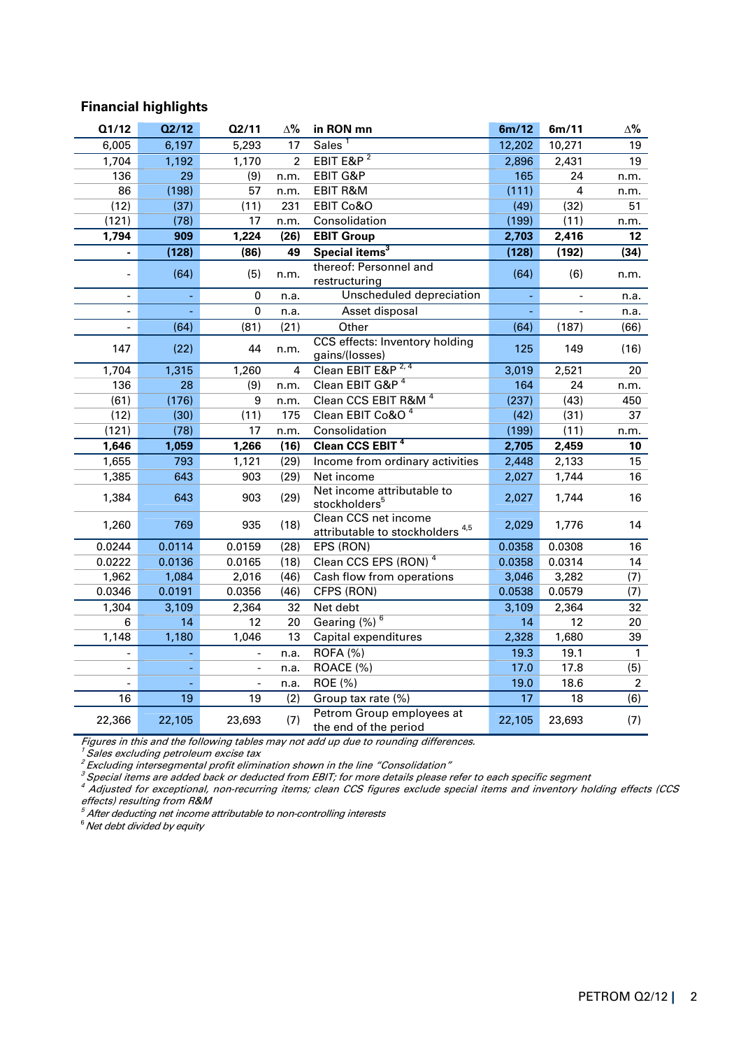## Financial highlights

| Q1/12 | Q2/12 | Q2/11 | ∆% | in RON mn | 6m/12 | 6m/11 | ∆% |
|---|---|---|---|---|---|---|---|
| 6,005 | 6,197 | 5,293 | 17 | Sales [1] | 12,202 | 10,271 | 19 |
| 1,704 | 1,192 | 1,170 | 2 | EBIT E&P [2] | 2,896 | 2,431 | 19 |
| 136 | 29 | (9) | n.m. | EBIT G&P | 165 | 24 | n.m. |
| 86 | (198) | 57 | n.m. | EBIT R&M | (111) | 4 | n.m. |
| (12) | (37) | (11) | 231 | EBIT Co&O | (49) | (32) | 51 |
| (121) | (78) | 17 | n.m. | Consolidation | (199) | (11) | n.m. |
| **1,794** | **909** | **1,224** | **(26)** | **EBIT Group** | **2,703** | **2,416** | **12** |
| **-** | **(128)** | **(86)** | **49** | **Special items[3]** | **(128)** | **(192)** | **(34)** |
| - | (64) | (5) | n.m. | thereof: Personnel and restructuring | (64) | (6) | n.m. |
| - | - | 0 | n.a. | Unscheduled depreciation | - | - | n.a. |
| - | - | 0 | n.a. | Asset disposal | - | - | n.a. |
| - | (64) | (81) | (21) | Other | (64) | (187) | (66) |
| 147 | (22) | 44 | n.m. | CCS effects: Inventory holding gains/(losses) | 125 | 149 | (16) |
| 1,704 | 1,315 | 1,260 | 4 | Clean EBIT E&P [2, 4] | 3,019 | 2,521 | 20 |
| 136 | 28 | (9) | n.m. | Clean EBIT G&P [4] | 164 | 24 | n.m. |
| (61) | (176) | 9 | n.m. | Clean CCS EBIT R&M [4] | (237) | (43) | 450 |
| (12) | (30) | (11) | 175 | Clean EBIT Co&O [4] | (42) | (31) | 37 |
| (121) | (78) | 17 | n.m. | Consolidation | (199) | (11) | n.m. |
| **1,646** | **1,059** | **1,266** | **(16)** | **Clean CCS EBIT [4]** | **2,705** | **2,459** | **10** |
| 1,655 | 793 | 1,121 | (29) | Income from ordinary activities | 2,448 | 2,133 | 15 |
| 1,385 | 643 | 903 | (29) | Net income | 2,027 | 1,744 | 16 |
| 1,384 | 643 | 903 | (29) | Net income attributable to stockholders[5] | 2,027 | 1,744 | 16 |
| 1,260 | 769 | 935 | (18) | Clean CCS net income attributable to stockholders [4,5] | 2,029 | 1,776 | 14 |
| 0.0244 | 0.0114 | 0.0159 | (28) | EPS (RON) | 0.0358 | 0.0308 | 16 |
| 0.0222 | 0.0136 | 0.0165 | (18) | Clean CCS EPS (RON) [4] | 0.0358 | 0.0314 | 14 |
| 1,962 | 1,084 | 2,016 | (46) | Cash flow from operations | 3,046 | 3,282 | (7) |
| 0.0346 | 0.0191 | 0.0356 | (46) | CFPS (RON) | 0.0538 | 0.0579 | (7) |
| 1,304 | 3,109 | 2,364 | 32 | Net debt | 3,109 | 2,364 | 32 |
| 6 | 14 | 12 | 20 | Gearing (%) [6] | 14 | 12 | 20 |
| 1,148 | 1,180 | 1,046 | 13 | Capital expenditures | 2,328 | 1,680 | 39 |
| - | - | - | n.a. | ROFA (%) | 19.3 | 19.1 | 1 |
| - | - | - | n.a. | ROACE (%) | 17.0 | 17.8 | (5) |
| - | - | - | n.a. | ROE (%) | 19.0 | 18.6 | 2 |
| 16 | 19 | 19 | (2) | Group tax rate (%) | 17 | 18 | (6) |
| 22,366 | 22,105 | 23,693 | (7) | Petrom Group employees at the end of the period | 22,105 | 23,693 | (7) |

*Figures in this and the following tables may not add up due to rounding differences.*
*[1] Sales excluding petroleum excise tax*
*[2] Excluding intersegmental profit elimination shown in the line "Consolidation"*
*[3] Special items are added back or deducted from EBIT; for more details please refer to each specific segment*
*[4] Adjusted for exceptional, non-recurring items; clean CCS figures exclude special items and inventory holding effects (CCS effects) resulting from R&M*
*[5] After deducting net income attributable to non-controlling interests*
*[6] Net debt divided by equity*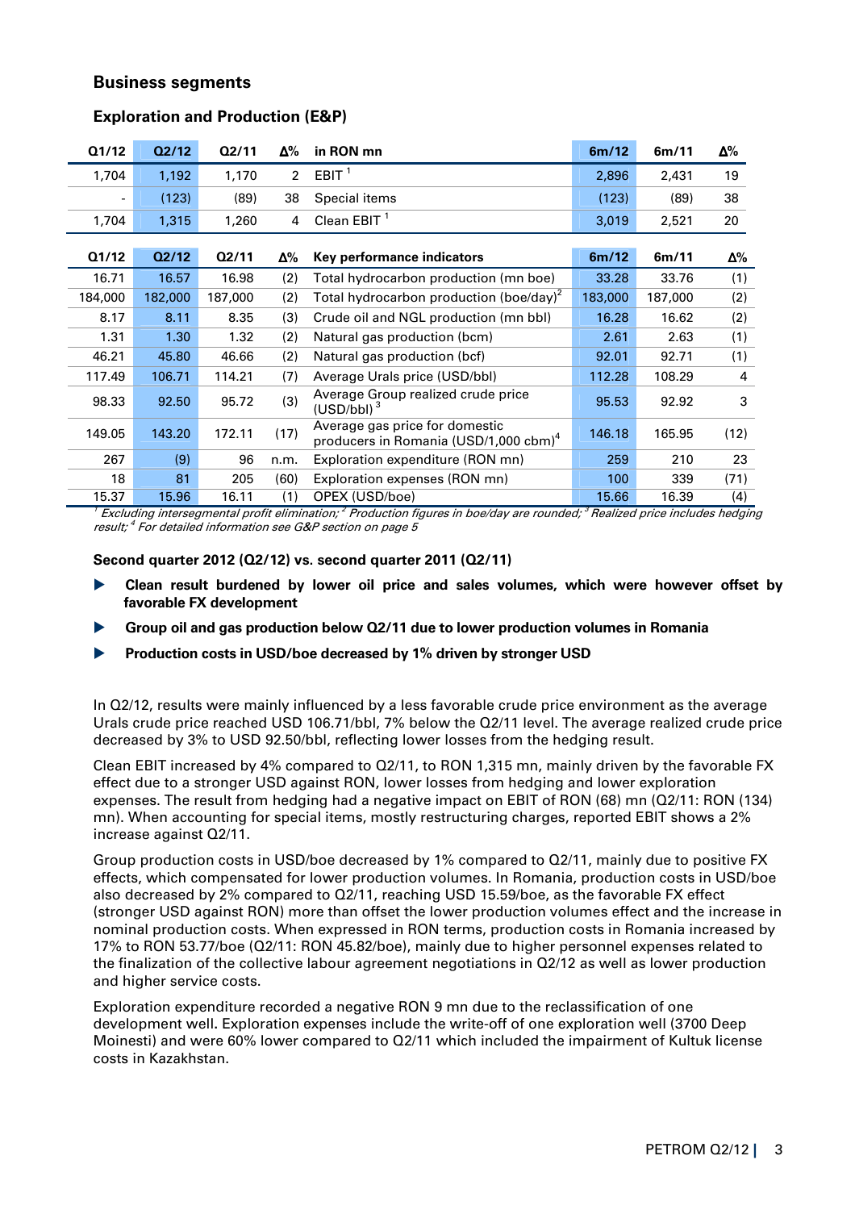## Business segments

### Exploration and Production (E&P)

| Q1/12 | Q2/12 | Q2/11 | Δ% | in RON mn | 6m/12 | 6m/11 | Δ% |
|---|---|---|---|---|---|---|---|
| 1,704 | 1,192 | 1,170 | 2 | EBIT [1] | 2,896 | 2,431 | 19 |
| - | (123) | (89) | 38 | Special items | (123) | (89) | 38 |
| 1,704 | 1,315 | 1,260 | 4 | Clean EBIT [1] | 3,019 | 2,521 | 20 |

| Q1/12 | Q2/12 | Q2/11 | Δ% | Key performance indicators | 6m/12 | 6m/11 | Δ% |
|---|---|---|---|---|---|---|---|
| 16.71 | 16.57 | 16.98 | (2) | Total hydrocarbon production (mn boe) | 33.28 | 33.76 | (1) |
| 184,000 | 182,000 | 187,000 | (2) | Total hydrocarbon production (boe/day)[2] | 183,000 | 187,000 | (2) |
| 8.17 | 8.11 | 8.35 | (3) | Crude oil and NGL production (mn bbl) | 16.28 | 16.62 | (2) |
| 1.31 | 1.30 | 1.32 | (2) | Natural gas production (bcm) | 2.61 | 2.63 | (1) |
| 46.21 | 45.80 | 46.66 | (2) | Natural gas production (bcf) | 92.01 | 92.71 | (1) |
| 117.49 | 106.71 | 114.21 | (7) | Average Urals price (USD/bbl) | 112.28 | 108.29 | 4 |
| 98.33 | 92.50 | 95.72 | (3) | Average Group realized crude price (USD/bbl) [3] | 95.53 | 92.92 | 3 |
| 149.05 | 143.20 | 172.11 | (17) | Average gas price for domestic producers in Romania (USD/1,000 cbm)[4] | 146.18 | 165.95 | (12) |
| 267 | (9) | 96 | n.m. | Exploration expenditure (RON mn) | 259 | 210 | 23 |
| 18 | 81 | 205 | (60) | Exploration expenses (RON mn) | 100 | 339 | (71) |
| 15.37 | 15.96 | 16.11 | (1) | OPEX (USD/boe) | 15.66 | 16.39 | (4) |

*[1] Excluding intersegmental profit elimination; [2] Production figures in boe/day are rounded; [3] Realized price includes hedging result; [4] For detailed information see G&P section on page 5*

**Second quarter 2012 (Q2/12) vs. second quarter 2011 (Q2/11)**

- **Clean result burdened by lower oil price and sales volumes, which were however offset by favorable FX development**
- **Group oil and gas production below Q2/11 due to lower production volumes in Romania**
- **Production costs in USD/boe decreased by 1% driven by stronger USD**

In Q2/12, results were mainly influenced by a less favorable crude price environment as the average Urals crude price reached USD 106.71/bbl, 7% below the Q2/11 level. The average realized crude price decreased by 3% to USD 92.50/bbl, reflecting lower losses from the hedging result.

Clean EBIT increased by 4% compared to Q2/11, to RON 1,315 mn, mainly driven by the favorable FX effect due to a stronger USD against RON, lower losses from hedging and lower exploration expenses. The result from hedging had a negative impact on EBIT of RON (68) mn (Q2/11: RON (134) mn). When accounting for special items, mostly restructuring charges, reported EBIT shows a 2% increase against Q2/11.

Group production costs in USD/boe decreased by 1% compared to Q2/11, mainly due to positive FX effects, which compensated for lower production volumes. In Romania, production costs in USD/boe also decreased by 2% compared to Q2/11, reaching USD 15.59/boe, as the favorable FX effect (stronger USD against RON) more than offset the lower production volumes effect and the increase in nominal production costs. When expressed in RON terms, production costs in Romania increased by 17% to RON 53.77/boe (Q2/11: RON 45.82/boe), mainly due to higher personnel expenses related to the finalization of the collective labour agreement negotiations in Q2/12 as well as lower production and higher service costs.

Exploration expenditure recorded a negative RON 9 mn due to the reclassification of one development well. Exploration expenses include the write-off of one exploration well (3700 Deep Moinesti) and were 60% lower compared to Q2/11 which included the impairment of Kultuk license costs in Kazakhstan.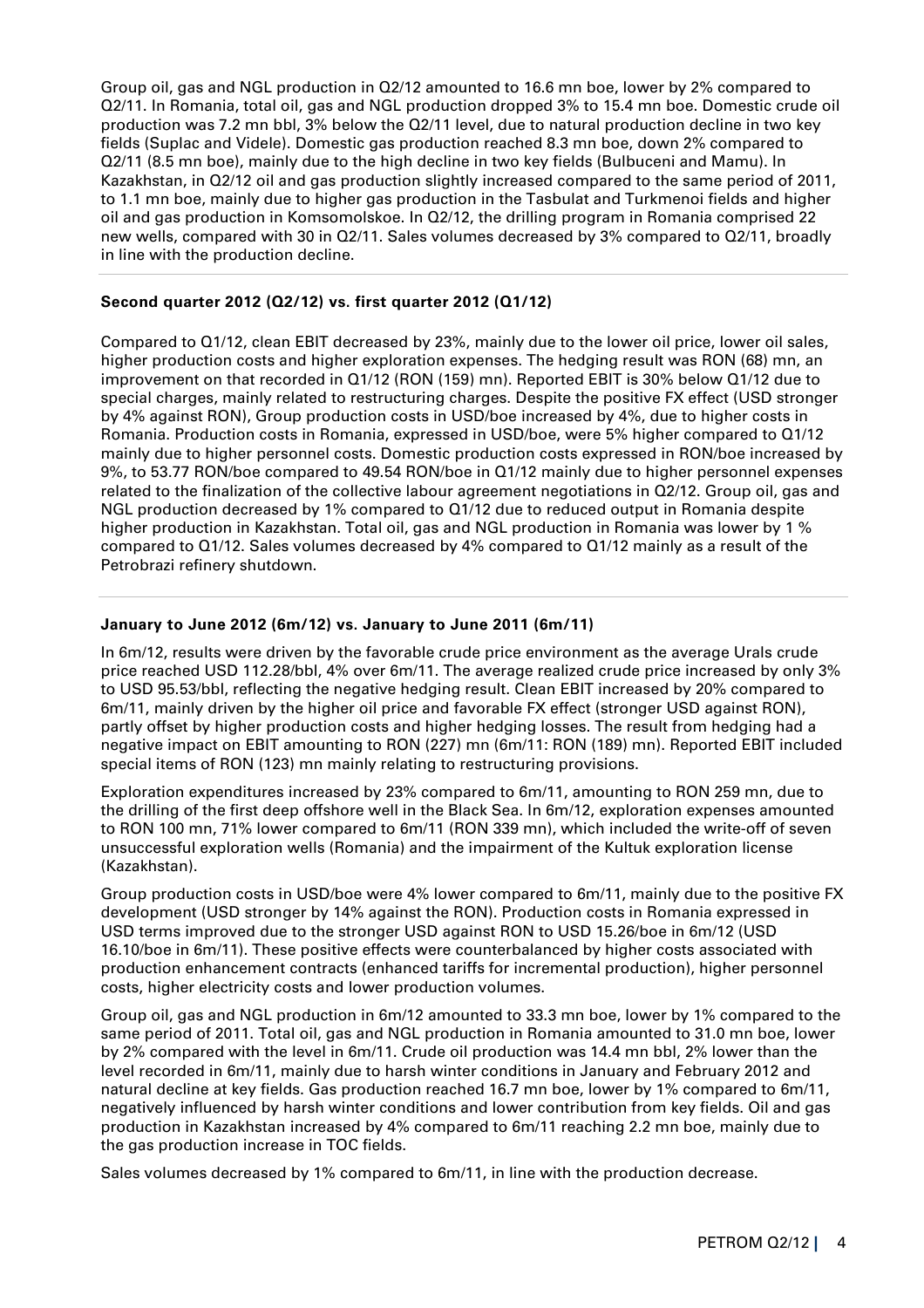Group oil, gas and NGL production in Q2/12 amounted to 16.6 mn boe, lower by 2% compared to Q2/11. In Romania, total oil, gas and NGL production dropped 3% to 15.4 mn boe. Domestic crude oil production was 7.2 mn bbl, 3% below the Q2/11 level, due to natural production decline in two key fields (Suplac and Videle). Domestic gas production reached 8.3 mn boe, down 2% compared to Q2/11 (8.5 mn boe), mainly due to the high decline in two key fields (Bulbuceni and Mamu). In Kazakhstan, in Q2/12 oil and gas production slightly increased compared to the same period of 2011, to 1.1 mn boe, mainly due to higher gas production in the Tasbulat and Turkmenoi fields and higher oil and gas production in Komsomolskoe. In Q2/12, the drilling program in Romania comprised 22 new wells, compared with 30 in Q2/11. Sales volumes decreased by 3% compared to Q2/11, broadly in line with the production decline.

**Second quarter 2012 (Q2/12) vs. first quarter 2012 (Q1/12)**

Compared to Q1/12, clean EBIT decreased by 23%, mainly due to the lower oil price, lower oil sales, higher production costs and higher exploration expenses. The hedging result was RON (68) mn, an improvement on that recorded in Q1/12 (RON (159) mn). Reported EBIT is 30% below Q1/12 due to special charges, mainly related to restructuring charges. Despite the positive FX effect (USD stronger by 4% against RON), Group production costs in USD/boe increased by 4%, due to higher costs in Romania. Production costs in Romania, expressed in USD/boe, were 5% higher compared to Q1/12 mainly due to higher personnel costs. Domestic production costs expressed in RON/boe increased by 9%, to 53.77 RON/boe compared to 49.54 RON/boe in Q1/12 mainly due to higher personnel expenses related to the finalization of the collective labour agreement negotiations in Q2/12. Group oil, gas and NGL production decreased by 1% compared to Q1/12 due to reduced output in Romania despite higher production in Kazakhstan. Total oil, gas and NGL production in Romania was lower by 1 % compared to Q1/12. Sales volumes decreased by 4% compared to Q1/12 mainly as a result of the Petrobrazi refinery shutdown.

**January to June 2012 (6m/12) vs. January to June 2011 (6m/11)**

In 6m/12, results were driven by the favorable crude price environment as the average Urals crude price reached USD 112.28/bbl, 4% over 6m/11. The average realized crude price increased by only 3% to USD 95.53/bbl, reflecting the negative hedging result. Clean EBIT increased by 20% compared to 6m/11, mainly driven by the higher oil price and favorable FX effect (stronger USD against RON), partly offset by higher production costs and higher hedging losses. The result from hedging had a negative impact on EBIT amounting to RON (227) mn (6m/11: RON (189) mn). Reported EBIT included special items of RON (123) mn mainly relating to restructuring provisions.

Exploration expenditures increased by 23% compared to 6m/11, amounting to RON 259 mn, due to the drilling of the first deep offshore well in the Black Sea. In 6m/12, exploration expenses amounted to RON 100 mn, 71% lower compared to 6m/11 (RON 339 mn), which included the write-off of seven unsuccessful exploration wells (Romania) and the impairment of the Kultuk exploration license (Kazakhstan).

Group production costs in USD/boe were 4% lower compared to 6m/11, mainly due to the positive FX development (USD stronger by 14% against the RON). Production costs in Romania expressed in USD terms improved due to the stronger USD against RON to USD 15.26/boe in 6m/12 (USD 16.10/boe in 6m/11). These positive effects were counterbalanced by higher costs associated with production enhancement contracts (enhanced tariffs for incremental production), higher personnel costs, higher electricity costs and lower production volumes.

Group oil, gas and NGL production in 6m/12 amounted to 33.3 mn boe, lower by 1% compared to the same period of 2011. Total oil, gas and NGL production in Romania amounted to 31.0 mn boe, lower by 2% compared with the level in 6m/11. Crude oil production was 14.4 mn bbl, 2% lower than the level recorded in 6m/11, mainly due to harsh winter conditions in January and February 2012 and natural decline at key fields. Gas production reached 16.7 mn boe, lower by 1% compared to 6m/11, negatively influenced by harsh winter conditions and lower contribution from key fields. Oil and gas production in Kazakhstan increased by 4% compared to 6m/11 reaching 2.2 mn boe, mainly due to the gas production increase in TOC fields.

Sales volumes decreased by 1% compared to 6m/11, in line with the production decrease.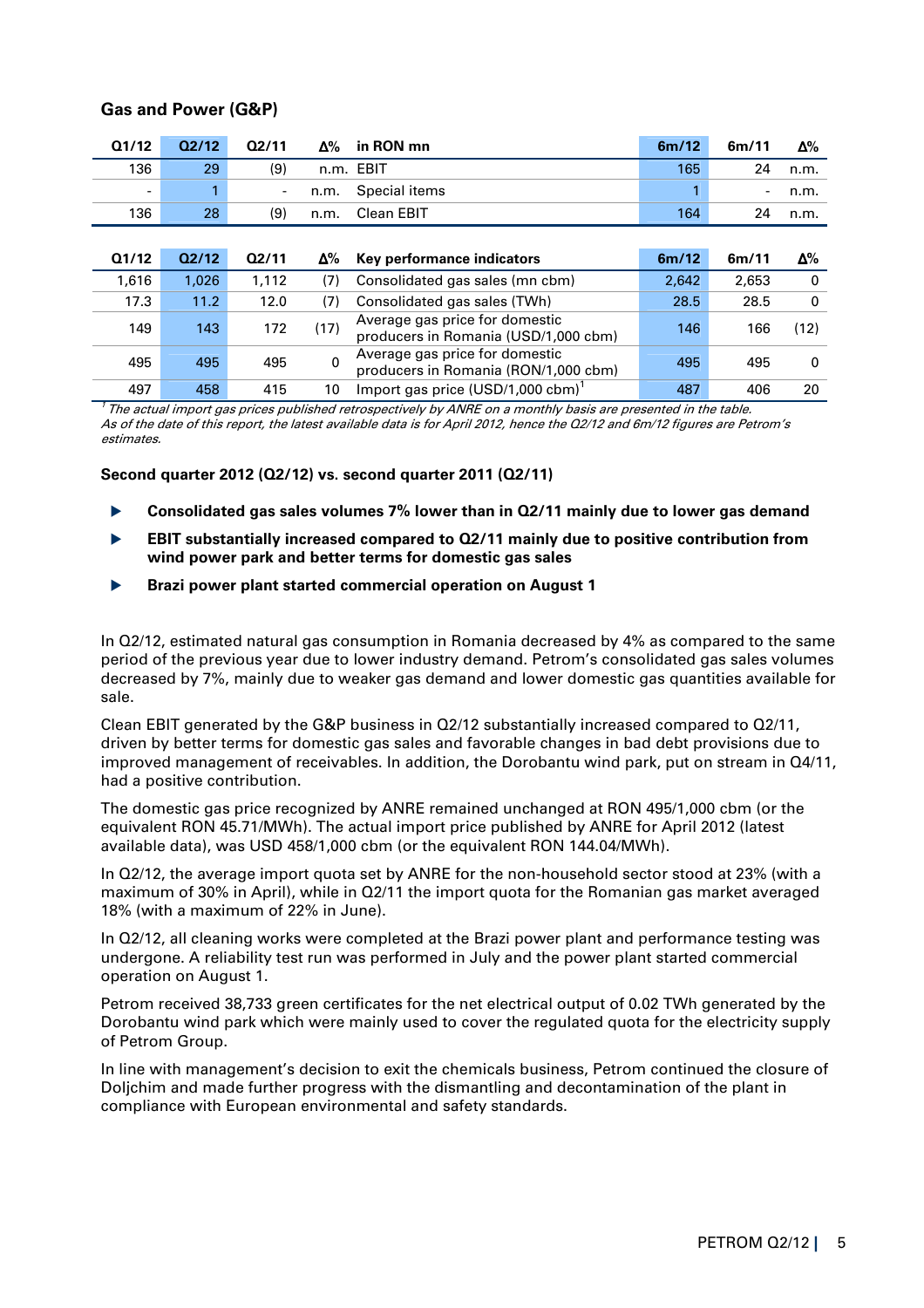## Gas and Power (G&P)

| Q1/12 | Q2/12 | Q2/11 | Δ% | in RON mn | 6m/12 | 6m/11 | Δ% |
|---|---|---|---|---|---|---|---|
| 136 | 29 | (9) | n.m. | EBIT | 165 | 24 | n.m. |
| - | 1 | - | n.m. | Special items | 1 | - | n.m. |
| 136 | 28 | (9) | n.m. | Clean EBIT | 164 | 24 | n.m. |

| Q1/12 | Q2/12 | Q2/11 | Δ% | Key performance indicators | 6m/12 | 6m/11 | Δ% |
|---|---|---|---|---|---|---|---|
| 1,616 | 1,026 | 1,112 | (7) | Consolidated gas sales (mn cbm) | 2,642 | 2,653 | 0 |
| 17.3 | 11.2 | 12.0 | (7) | Consolidated gas sales (TWh) | 28.5 | 28.5 | 0 |
| 149 | 143 | 172 | (17) | Average gas price for domestic producers in Romania (USD/1,000 cbm) | 146 | 166 | (12) |
| 495 | 495 | 495 | 0 | Average gas price for domestic producers in Romania (RON/1,000 cbm) | 495 | 495 | 0 |
| 497 | 458 | 415 | 10 | Import gas price (USD/1,000 cbm)[1] | 487 | 406 | 20 |

*[1] The actual import gas prices published retrospectively by ANRE on a monthly basis are presented in the table. As of the date of this report, the latest available data is for April 2012, hence the Q2/12 and 6m/12 figures are Petrom's estimates.*

**Second quarter 2012 (Q2/12) vs. second quarter 2011 (Q2/11)**

- **Consolidated gas sales volumes 7% lower than in Q2/11 mainly due to lower gas demand**
- **EBIT substantially increased compared to Q2/11 mainly due to positive contribution from wind power park and better terms for domestic gas sales**
- **Brazi power plant started commercial operation on August 1**

In Q2/12, estimated natural gas consumption in Romania decreased by 4% as compared to the same period of the previous year due to lower industry demand. Petrom's consolidated gas sales volumes decreased by 7%, mainly due to weaker gas demand and lower domestic gas quantities available for sale.

Clean EBIT generated by the G&P business in Q2/12 substantially increased compared to Q2/11, driven by better terms for domestic gas sales and favorable changes in bad debt provisions due to improved management of receivables. In addition, the Dorobantu wind park, put on stream in Q4/11, had a positive contribution.

The domestic gas price recognized by ANRE remained unchanged at RON 495/1,000 cbm (or the equivalent RON 45.71/MWh). The actual import price published by ANRE for April 2012 (latest available data), was USD 458/1,000 cbm (or the equivalent RON 144.04/MWh).

In Q2/12, the average import quota set by ANRE for the non-household sector stood at 23% (with a maximum of 30% in April), while in Q2/11 the import quota for the Romanian gas market averaged 18% (with a maximum of 22% in June).

In Q2/12, all cleaning works were completed at the Brazi power plant and performance testing was undergone. A reliability test run was performed in July and the power plant started commercial operation on August 1.

Petrom received 38,733 green certificates for the net electrical output of 0.02 TWh generated by the Dorobantu wind park which were mainly used to cover the regulated quota for the electricity supply of Petrom Group.

In line with management's decision to exit the chemicals business, Petrom continued the closure of Doljchim and made further progress with the dismantling and decontamination of the plant in compliance with European environmental and safety standards.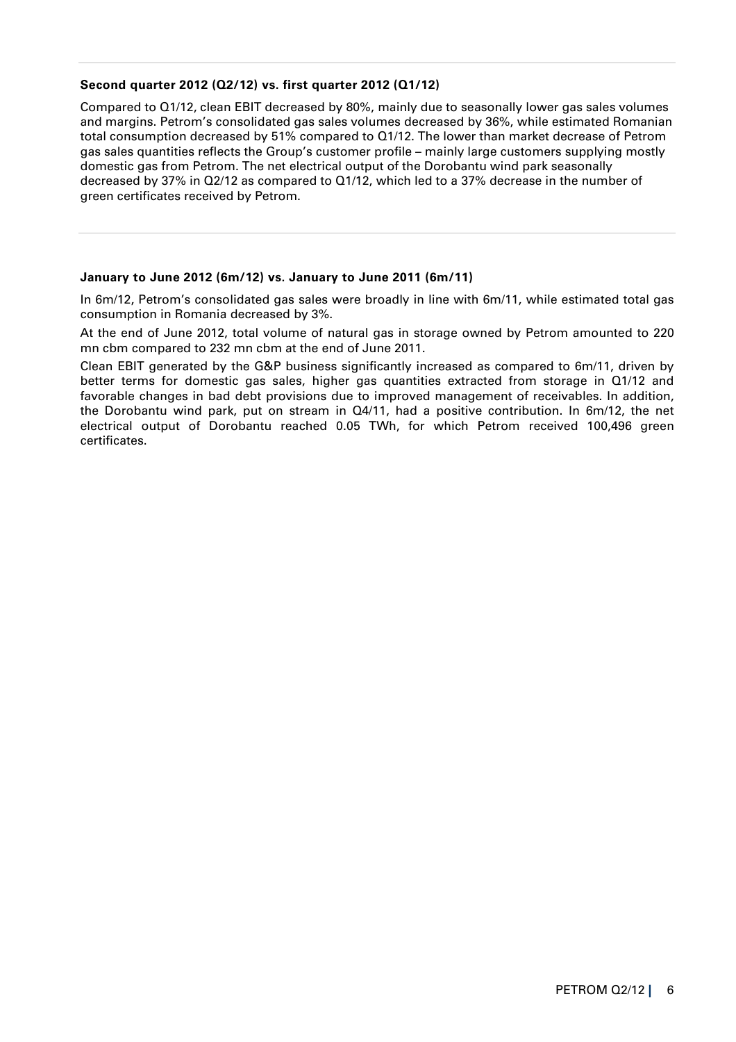**Second quarter 2012 (Q2/12) vs. first quarter 2012 (Q1/12)**

Compared to Q1/12, clean EBIT decreased by 80%, mainly due to seasonally lower gas sales volumes and margins. Petrom's consolidated gas sales volumes decreased by 36%, while estimated Romanian total consumption decreased by 51% compared to Q1/12. The lower than market decrease of Petrom gas sales quantities reflects the Group's customer profile – mainly large customers supplying mostly domestic gas from Petrom. The net electrical output of the Dorobantu wind park seasonally decreased by 37% in Q2/12 as compared to Q1/12, which led to a 37% decrease in the number of green certificates received by Petrom.

**January to June 2012 (6m/12) vs. January to June 2011 (6m/11)**

In 6m/12, Petrom's consolidated gas sales were broadly in line with 6m/11, while estimated total gas consumption in Romania decreased by 3%.

At the end of June 2012, total volume of natural gas in storage owned by Petrom amounted to 220 mn cbm compared to 232 mn cbm at the end of June 2011.

Clean EBIT generated by the G&P business significantly increased as compared to 6m/11, driven by better terms for domestic gas sales, higher gas quantities extracted from storage in Q1/12 and favorable changes in bad debt provisions due to improved management of receivables. In addition, the Dorobantu wind park, put on stream in Q4/11, had a positive contribution. In 6m/12, the net electrical output of Dorobantu reached 0.05 TWh, for which Petrom received 100,496 green certificates.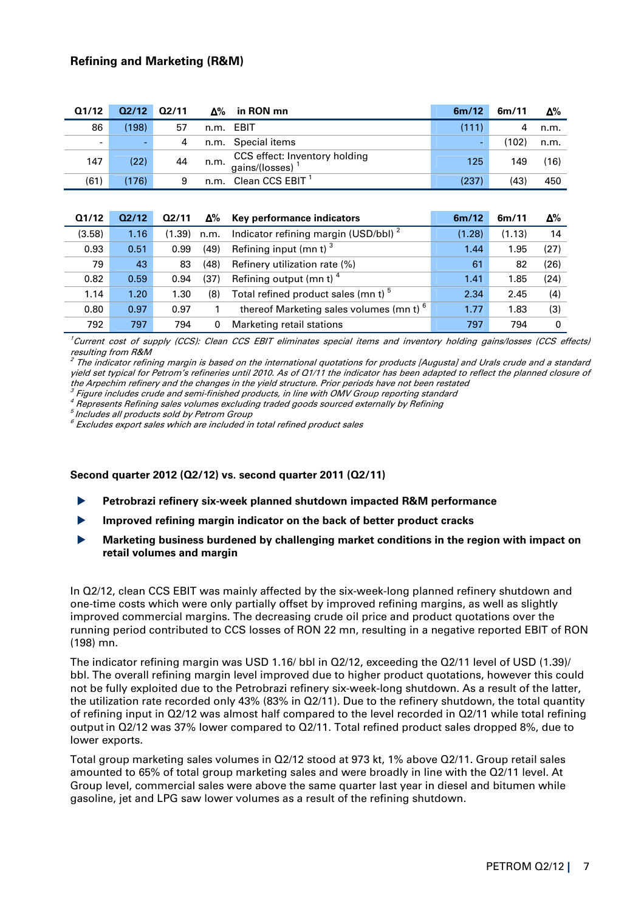## Refining and Marketing (R&M)

| Q1/12 | Q2/12 | Q2/11 | Δ% | in RON mn | 6m/12 | 6m/11 | Δ% |
|---|---|---|---|---|---|---|---|
| 86 | (198) | 57 | n.m. | EBIT | (111) | 4 | n.m. |
| - | - | 4 | n.m. | Special items | - | (102) | n.m. |
| 147 | (22) | 44 | n.m. | CCS effect: Inventory holding gains/(losses) [1] | 125 | 149 | (16) |
| (61) | (176) | 9 | n.m. | Clean CCS EBIT [1] | (237) | (43) | 450 |

| Q1/12 | Q2/12 | Q2/11 | Δ% | Key performance indicators | 6m/12 | 6m/11 | Δ% |
|---|---|---|---|---|---|---|---|
| (3.58) | 1.16 | (1.39) | n.m. | Indicator refining margin (USD/bbl) [2] | (1.28) | (1.13) | 14 |
| 0.93 | 0.51 | 0.99 | (49) | Refining input (mn t) [3] | 1.44 | 1.95 | (27) |
| 79 | 43 | 83 | (48) | Refinery utilization rate (%) | 61 | 82 | (26) |
| 0.82 | 0.59 | 0.94 | (37) | Refining output (mn t) [4] | 1.41 | 1.85 | (24) |
| 1.14 | 1.20 | 1.30 | (8) | Total refined product sales (mn t) [5] | 2.34 | 2.45 | (4) |
| 0.80 | 0.97 | 0.97 | 1 | thereof Marketing sales volumes (mn t) [6] | 1.77 | 1.83 | (3) |
| 792 | 797 | 794 | 0 | Marketing retail stations | 797 | 794 | 0 |

*[1] Current cost of supply (CCS): Clean CCS EBIT eliminates special items and inventory holding gains/losses (CCS effects) resulting from R&M*
*[2] The indicator refining margin is based on the international quotations for products [Augusta] and Urals crude and a standard yield set typical for Petrom's refineries until 2010. As of Q1/11 the indicator has been adapted to reflect the planned closure of the Arpechim refinery and the changes in the yield structure. Prior periods have not been restated*
*[3] Figure includes crude and semi-finished products, in line with OMV Group reporting standard*
*[4] Represents Refining sales volumes excluding traded goods sourced externally by Refining*
*[5] Includes all products sold by Petrom Group*
*[6] Excludes export sales which are included in total refined product sales*

### Second quarter 2012 (Q2/12) vs. second quarter 2011 (Q2/11)

- **Petrobrazi refinery six-week planned shutdown impacted R&M performance**
- **Improved refining margin indicator on the back of better product cracks**
- **Marketing business burdened by challenging market conditions in the region with impact on retail volumes and margin**

In Q2/12, clean CCS EBIT was mainly affected by the six-week-long planned refinery shutdown and one-time costs which were only partially offset by improved refining margins, as well as slightly improved commercial margins. The decreasing crude oil price and product quotations over the running period contributed to CCS losses of RON 22 mn, resulting in a negative reported EBIT of RON (198) mn.

The indicator refining margin was USD 1.16/ bbl in Q2/12, exceeding the Q2/11 level of USD (1.39)/ bbl. The overall refining margin level improved due to higher product quotations, however this could not be fully exploited due to the Petrobrazi refinery six-week-long shutdown. As a result of the latter, the utilization rate recorded only 43% (83% in Q2/11). Due to the refinery shutdown, the total quantity of refining input in Q2/12 was almost half compared to the level recorded in Q2/11 while total refining output in Q2/12 was 37% lower compared to Q2/11. Total refined product sales dropped 8%, due to lower exports.

Total group marketing sales volumes in Q2/12 stood at 973 kt, 1% above Q2/11. Group retail sales amounted to 65% of total group marketing sales and were broadly in line with the Q2/11 level. At Group level, commercial sales were above the same quarter last year in diesel and bitumen while gasoline, jet and LPG saw lower volumes as a result of the refining shutdown.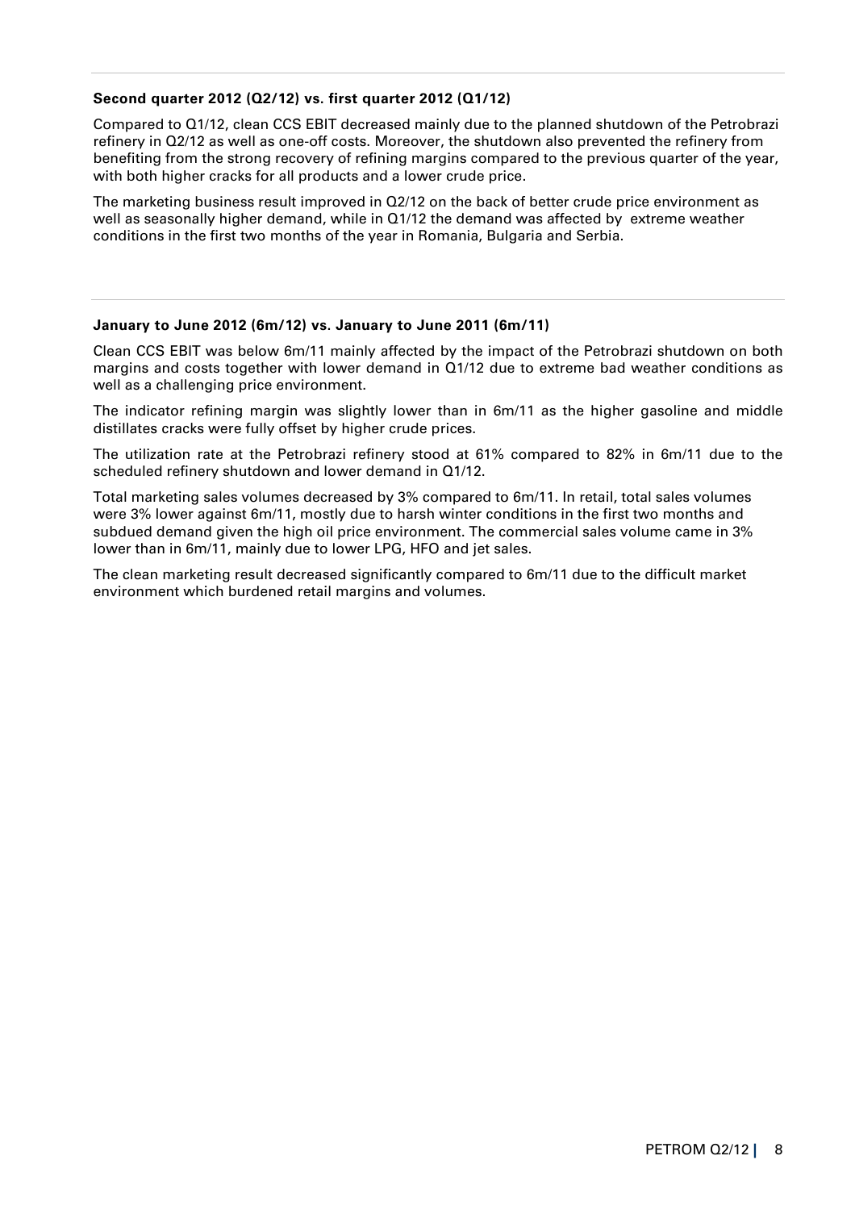**Second quarter 2012 (Q2/12) vs. first quarter 2012 (Q1/12)**

Compared to Q1/12, clean CCS EBIT decreased mainly due to the planned shutdown of the Petrobrazi refinery in Q2/12 as well as one-off costs. Moreover, the shutdown also prevented the refinery from benefiting from the strong recovery of refining margins compared to the previous quarter of the year, with both higher cracks for all products and a lower crude price.

The marketing business result improved in Q2/12 on the back of better crude price environment as well as seasonally higher demand, while in Q1/12 the demand was affected by extreme weather conditions in the first two months of the year in Romania, Bulgaria and Serbia.

**January to June 2012 (6m/12) vs. January to June 2011 (6m/11)**

Clean CCS EBIT was below 6m/11 mainly affected by the impact of the Petrobrazi shutdown on both margins and costs together with lower demand in Q1/12 due to extreme bad weather conditions as well as a challenging price environment.

The indicator refining margin was slightly lower than in 6m/11 as the higher gasoline and middle distillates cracks were fully offset by higher crude prices.

The utilization rate at the Petrobrazi refinery stood at 61% compared to 82% in 6m/11 due to the scheduled refinery shutdown and lower demand in Q1/12.

Total marketing sales volumes decreased by 3% compared to 6m/11. In retail, total sales volumes were 3% lower against 6m/11, mostly due to harsh winter conditions in the first two months and subdued demand given the high oil price environment. The commercial sales volume came in 3% lower than in 6m/11, mainly due to lower LPG, HFO and jet sales.

The clean marketing result decreased significantly compared to 6m/11 due to the difficult market environment which burdened retail margins and volumes.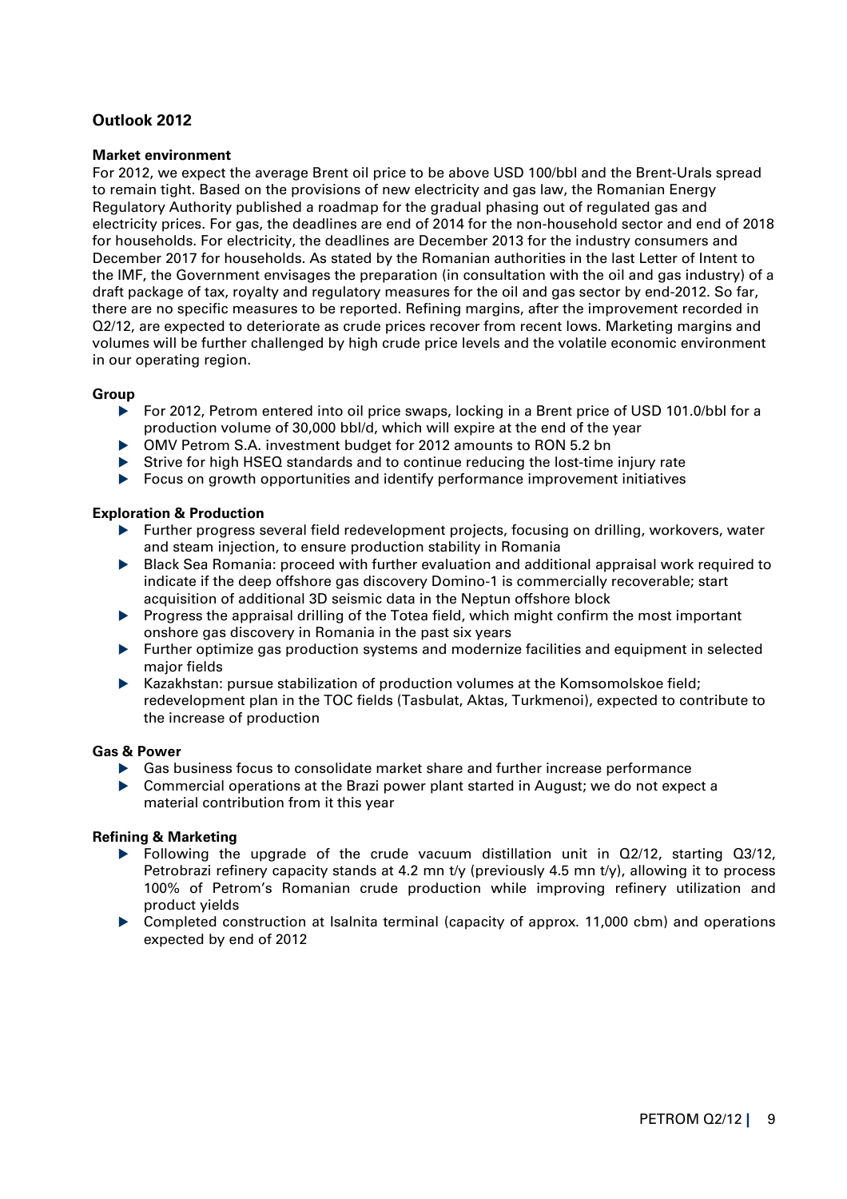## Outlook 2012

### Market environment

For 2012, we expect the average Brent oil price to be above USD 100/bbl and the Brent-Urals spread to remain tight. Based on the provisions of new electricity and gas law, the Romanian Energy Regulatory Authority published a roadmap for the gradual phasing out of regulated gas and electricity prices. For gas, the deadlines are end of 2014 for the non-household sector and end of 2018 for households. For electricity, the deadlines are December 2013 for the industry consumers and December 2017 for households. As stated by the Romanian authorities in the last Letter of Intent to the IMF, the Government envisages the preparation (in consultation with the oil and gas industry) of a draft package of tax, royalty and regulatory measures for the oil and gas sector by end-2012. So far, there are no specific measures to be reported. Refining margins, after the improvement recorded in Q2/12, are expected to deteriorate as crude prices recover from recent lows. Marketing margins and volumes will be further challenged by high crude price levels and the volatile economic environment in our operating region.

### Group

- For 2012, Petrom entered into oil price swaps, locking in a Brent price of USD 101.0/bbl for a production volume of 30,000 bbl/d, which will expire at the end of the year
- OMV Petrom S.A. investment budget for 2012 amounts to RON 5.2 bn
- Strive for high HSEQ standards and to continue reducing the lost-time injury rate
- Focus on growth opportunities and identify performance improvement initiatives

### Exploration & Production

- Further progress several field redevelopment projects, focusing on drilling, workovers, water and steam injection, to ensure production stability in Romania
- Black Sea Romania: proceed with further evaluation and additional appraisal work required to indicate if the deep offshore gas discovery Domino-1 is commercially recoverable; start acquisition of additional 3D seismic data in the Neptun offshore block
- Progress the appraisal drilling of the Totea field, which might confirm the most important onshore gas discovery in Romania in the past six years
- Further optimize gas production systems and modernize facilities and equipment in selected major fields
- Kazakhstan: pursue stabilization of production volumes at the Komsomolskoe field; redevelopment plan in the TOC fields (Tasbulat, Aktas, Turkmenoi), expected to contribute to the increase of production

### Gas & Power

- Gas business focus to consolidate market share and further increase performance
- Commercial operations at the Brazi power plant started in August; we do not expect a material contribution from it this year

### Refining & Marketing

- Following the upgrade of the crude vacuum distillation unit in Q2/12, starting Q3/12, Petrobrazi refinery capacity stands at 4.2 mn t/y (previously 4.5 mn t/y), allowing it to process 100% of Petrom's Romanian crude production while improving refinery utilization and product yields
- Completed construction at Isalnita terminal (capacity of approx. 11,000 cbm) and operations expected by end of 2012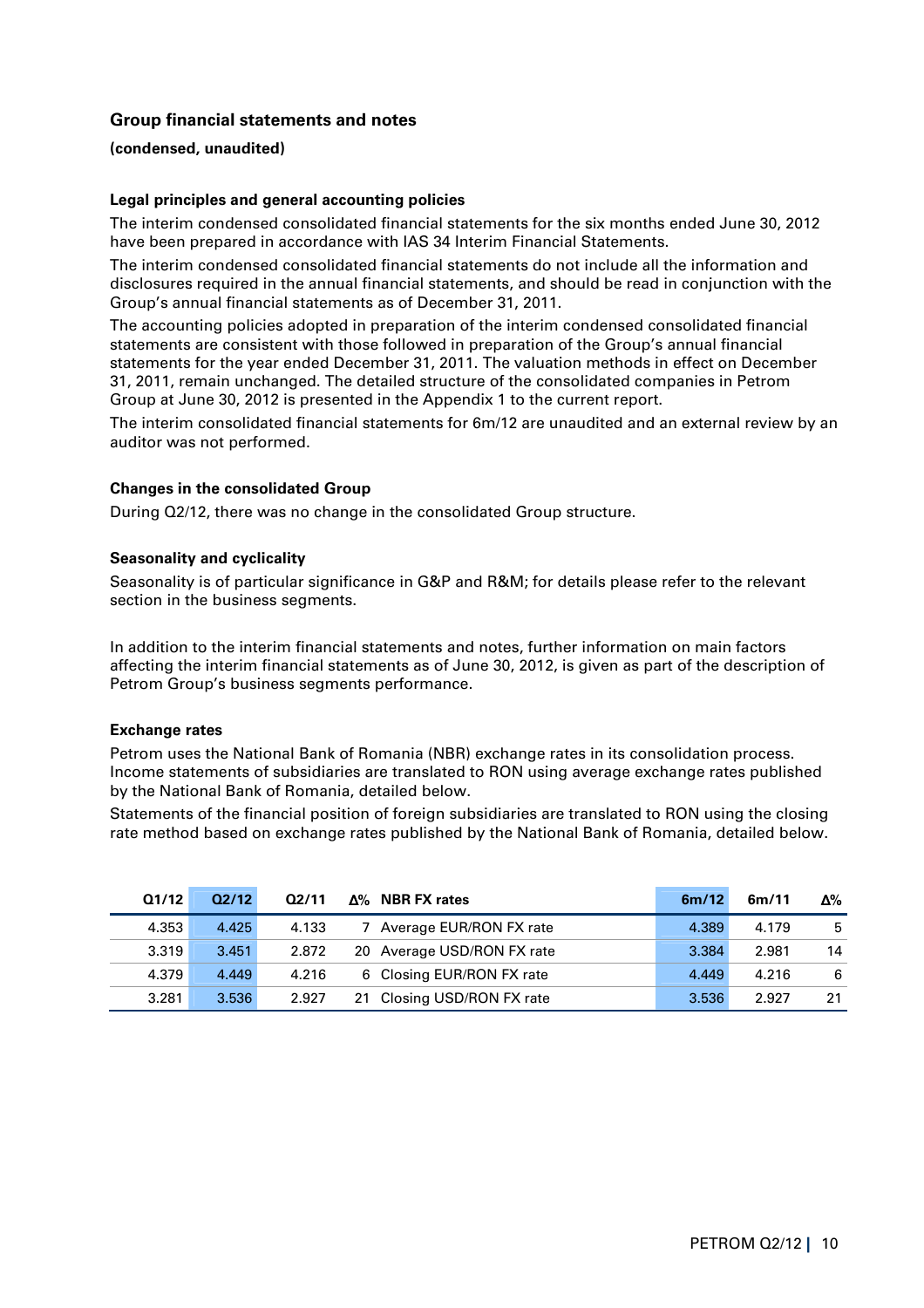## Group financial statements and notes

**(condensed, unaudited)**

### Legal principles and general accounting policies

The interim condensed consolidated financial statements for the six months ended June 30, 2012 have been prepared in accordance with IAS 34 Interim Financial Statements.

The interim condensed consolidated financial statements do not include all the information and disclosures required in the annual financial statements, and should be read in conjunction with the Group's annual financial statements as of December 31, 2011.

The accounting policies adopted in preparation of the interim condensed consolidated financial statements are consistent with those followed in preparation of the Group's annual financial statements for the year ended December 31, 2011. The valuation methods in effect on December 31, 2011, remain unchanged. The detailed structure of the consolidated companies in Petrom Group at June 30, 2012 is presented in the Appendix 1 to the current report.

The interim consolidated financial statements for 6m/12 are unaudited and an external review by an auditor was not performed.

### Changes in the consolidated Group

During Q2/12, there was no change in the consolidated Group structure.

### Seasonality and cyclicality

Seasonality is of particular significance in G&P and R&M; for details please refer to the relevant section in the business segments.

In addition to the interim financial statements and notes, further information on main factors affecting the interim financial statements as of June 30, 2012, is given as part of the description of Petrom Group's business segments performance.

### Exchange rates

Petrom uses the National Bank of Romania (NBR) exchange rates in its consolidation process. Income statements of subsidiaries are translated to RON using average exchange rates published by the National Bank of Romania, detailed below.

Statements of the financial position of foreign subsidiaries are translated to RON using the closing rate method based on exchange rates published by the National Bank of Romania, detailed below.

| Q1/12 | Q2/12 | Q2/11 | Δ% | NBR FX rates | 6m/12 | 6m/11 | Δ% |
|---|---|---|---|---|---|---|---|
| 4.353 | 4.425 | 4.133 | 7 | Average EUR/RON FX rate | 4.389 | 4.179 | 5 |
| 3.319 | 3.451 | 2.872 | 20 | Average USD/RON FX rate | 3.384 | 2.981 | 14 |
| 4.379 | 4.449 | 4.216 | 6 | Closing EUR/RON FX rate | 4.449 | 4.216 | 6 |
| 3.281 | 3.536 | 2.927 | 21 | Closing USD/RON FX rate | 3.536 | 2.927 | 21 |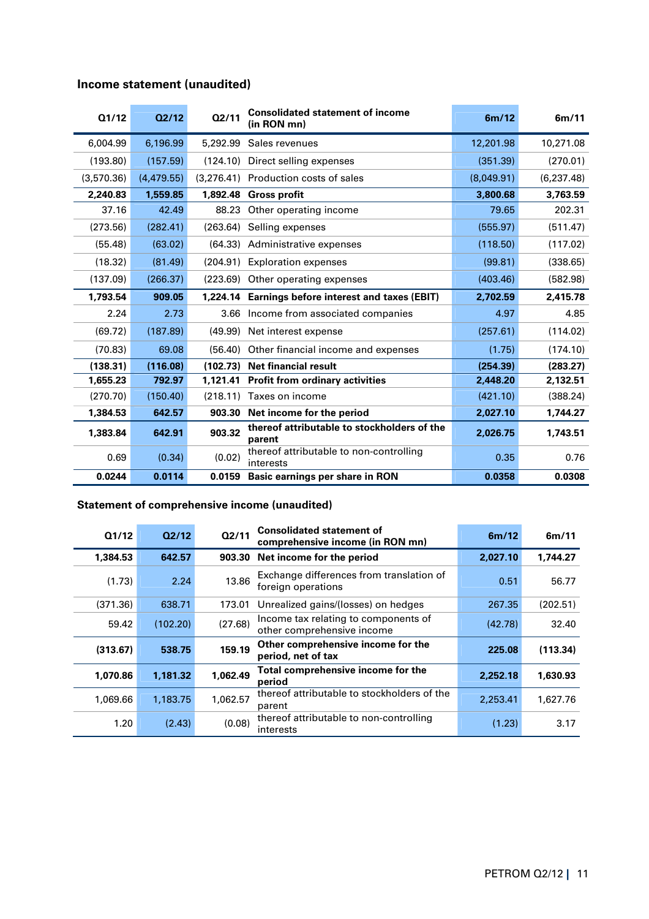## Income statement (unaudited)

| Q1/12 | Q2/12 | Q2/11 | Consolidated statement of income (in RON mn) | 6m/12 | 6m/11 |
|---|---|---|---|---|---|
| 6,004.99 | 6,196.99 | 5,292.99 | Sales revenues | 12,201.98 | 10,271.08 |
| (193.80) | (157.59) | (124.10) | Direct selling expenses | (351.39) | (270.01) |
| (3,570.36) | (4,479.55) | (3,276.41) | Production costs of sales | (8,049.91) | (6,237.48) |
| **2,240.83** | **1,559.85** | **1,892.48** | **Gross profit** | **3,800.68** | **3,763.59** |
| 37.16 | 42.49 | 88.23 | Other operating income | 79.65 | 202.31 |
| (273.56) | (282.41) | (263.64) | Selling expenses | (555.97) | (511.47) |
| (55.48) | (63.02) | (64.33) | Administrative expenses | (118.50) | (117.02) |
| (18.32) | (81.49) | (204.91) | Exploration expenses | (99.81) | (338.65) |
| (137.09) | (266.37) | (223.69) | Other operating expenses | (403.46) | (582.98) |
| **1,793.54** | **909.05** | **1,224.14** | **Earnings before interest and taxes (EBIT)** | **2,702.59** | **2,415.78** |
| 2.24 | 2.73 | 3.66 | Income from associated companies | 4.97 | 4.85 |
| (69.72) | (187.89) | (49.99) | Net interest expense | (257.61) | (114.02) |
| (70.83) | 69.08 | (56.40) | Other financial income and expenses | (1.75) | (174.10) |
| **(138.31)** | **(116.08)** | **(102.73)** | **Net financial result** | **(254.39)** | **(283.27)** |
| **1,655.23** | **792.97** | **1,121.41** | **Profit from ordinary activities** | **2,448.20** | **2,132.51** |
| (270.70) | (150.40) | (218.11) | Taxes on income | (421.10) | (388.24) |
| **1,384.53** | **642.57** | **903.30** | **Net income for the period** | **2,027.10** | **1,744.27** |
| **1,383.84** | **642.91** | **903.32** | **thereof attributable to stockholders of the parent** | **2,026.75** | **1,743.51** |
| 0.69 | (0.34) | (0.02) | thereof attributable to non-controlling interests | 0.35 | 0.76 |
| **0.0244** | **0.0114** | **0.0159** | **Basic earnings per share in RON** | **0.0358** | **0.0308** |

## Statement of comprehensive income (unaudited)

| Q1/12 | Q2/12 | Q2/11 | Consolidated statement of comprehensive income (in RON mn) | 6m/12 | 6m/11 |
|---|---|---|---|---|---|
| **1,384.53** | **642.57** | **903.30** | **Net income for the period** | **2,027.10** | **1,744.27** |
| (1.73) | 2.24 | 13.86 | Exchange differences from translation of foreign operations | 0.51 | 56.77 |
| (371.36) | 638.71 | 173.01 | Unrealized gains/(losses) on hedges | 267.35 | (202.51) |
| 59.42 | (102.20) | (27.68) | Income tax relating to components of other comprehensive income | (42.78) | 32.40 |
| **(313.67)** | **538.75** | **159.19** | **Other comprehensive income for the period, net of tax** | **225.08** | **(113.34)** |
| **1,070.86** | **1,181.32** | **1,062.49** | **Total comprehensive income for the period** | **2,252.18** | **1,630.93** |
| 1,069.66 | 1,183.75 | 1,062.57 | thereof attributable to stockholders of the parent | 2,253.41 | 1,627.76 |
| 1.20 | (2.43) | (0.08) | thereof attributable to non-controlling interests | (1.23) | 3.17 |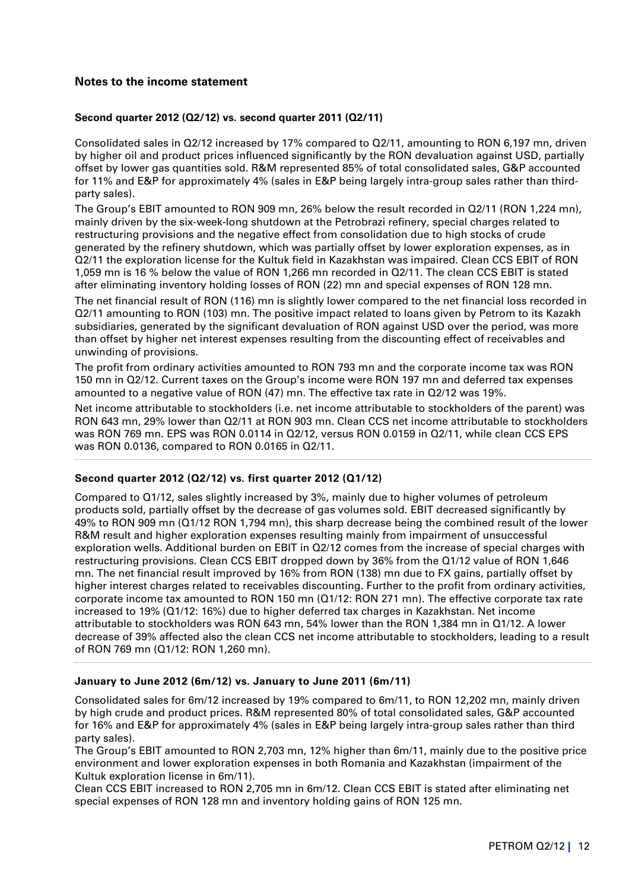## Notes to the income statement

### Second quarter 2012 (Q2/12) vs. second quarter 2011 (Q2/11)

Consolidated sales in Q2/12 increased by 17% compared to Q2/11, amounting to RON 6,197 mn, driven by higher oil and product prices influenced significantly by the RON devaluation against USD, partially offset by lower gas quantities sold. R&M represented 85% of total consolidated sales, G&P accounted for 11% and E&P for approximately 4% (sales in E&P being largely intra-group sales rather than third-party sales).

The Group's EBIT amounted to RON 909 mn, 26% below the result recorded in Q2/11 (RON 1,224 mn), mainly driven by the six-week-long shutdown at the Petrobrazi refinery, special charges related to restructuring provisions and the negative effect from consolidation due to high stocks of crude generated by the refinery shutdown, which was partially offset by lower exploration expenses, as in Q2/11 the exploration license for the Kultuk field in Kazakhstan was impaired. Clean CCS EBIT of RON 1,059 mn is 16 % below the value of RON 1,266 mn recorded in Q2/11. The clean CCS EBIT is stated after eliminating inventory holding losses of RON (22) mn and special expenses of RON 128 mn.

The net financial result of RON (116) mn is slightly lower compared to the net financial loss recorded in Q2/11 amounting to RON (103) mn. The positive impact related to loans given by Petrom to its Kazakh subsidiaries, generated by the significant devaluation of RON against USD over the period, was more than offset by higher net interest expenses resulting from the discounting effect of receivables and unwinding of provisions.

The profit from ordinary activities amounted to RON 793 mn and the corporate income tax was RON 150 mn in Q2/12. Current taxes on the Group's income were RON 197 mn and deferred tax expenses amounted to a negative value of RON (47) mn. The effective tax rate in Q2/12 was 19%.

Net income attributable to stockholders (i.e. net income attributable to stockholders of the parent) was RON 643 mn, 29% lower than Q2/11 at RON 903 mn. Clean CCS net income attributable to stockholders was RON 769 mn. EPS was RON 0.0114 in Q2/12, versus RON 0.0159 in Q2/11, while clean CCS EPS was RON 0.0136, compared to RON 0.0165 in Q2/11.

### Second quarter 2012 (Q2/12) vs. first quarter 2012 (Q1/12)

Compared to Q1/12, sales slightly increased by 3%, mainly due to higher volumes of petroleum products sold, partially offset by the decrease of gas volumes sold. EBIT decreased significantly by 49% to RON 909 mn (Q1/12 RON 1,794 mn), this sharp decrease being the combined result of the lower R&M result and higher exploration expenses resulting mainly from impairment of unsuccessful exploration wells. Additional burden on EBIT in Q2/12 comes from the increase of special charges with restructuring provisions. Clean CCS EBIT dropped down by 36% from the Q1/12 value of RON 1,646 mn. The net financial result improved by 16% from RON (138) mn due to FX gains, partially offset by higher interest charges related to receivables discounting. Further to the profit from ordinary activities, corporate income tax amounted to RON 150 mn (Q1/12: RON 271 mn). The effective corporate tax rate increased to 19% (Q1/12: 16%) due to higher deferred tax charges in Kazakhstan. Net income attributable to stockholders was RON 643 mn, 54% lower than the RON 1,384 mn in Q1/12. A lower decrease of 39% affected also the clean CCS net income attributable to stockholders, leading to a result of RON 769 mn (Q1/12: RON 1,260 mn).

### January to June 2012 (6m/12) vs. January to June 2011 (6m/11)

Consolidated sales for 6m/12 increased by 19% compared to 6m/11, to RON 12,202 mn, mainly driven by high crude and product prices. R&M represented 80% of total consolidated sales, G&P accounted for 16% and E&P for approximately 4% (sales in E&P being largely intra-group sales rather than third party sales).

The Group's EBIT amounted to RON 2,703 mn, 12% higher than 6m/11, mainly due to the positive price environment and lower exploration expenses in both Romania and Kazakhstan (impairment of the Kultuk exploration license in 6m/11).

Clean CCS EBIT increased to RON 2,705 mn in 6m/12. Clean CCS EBIT is stated after eliminating net special expenses of RON 128 mn and inventory holding gains of RON 125 mn.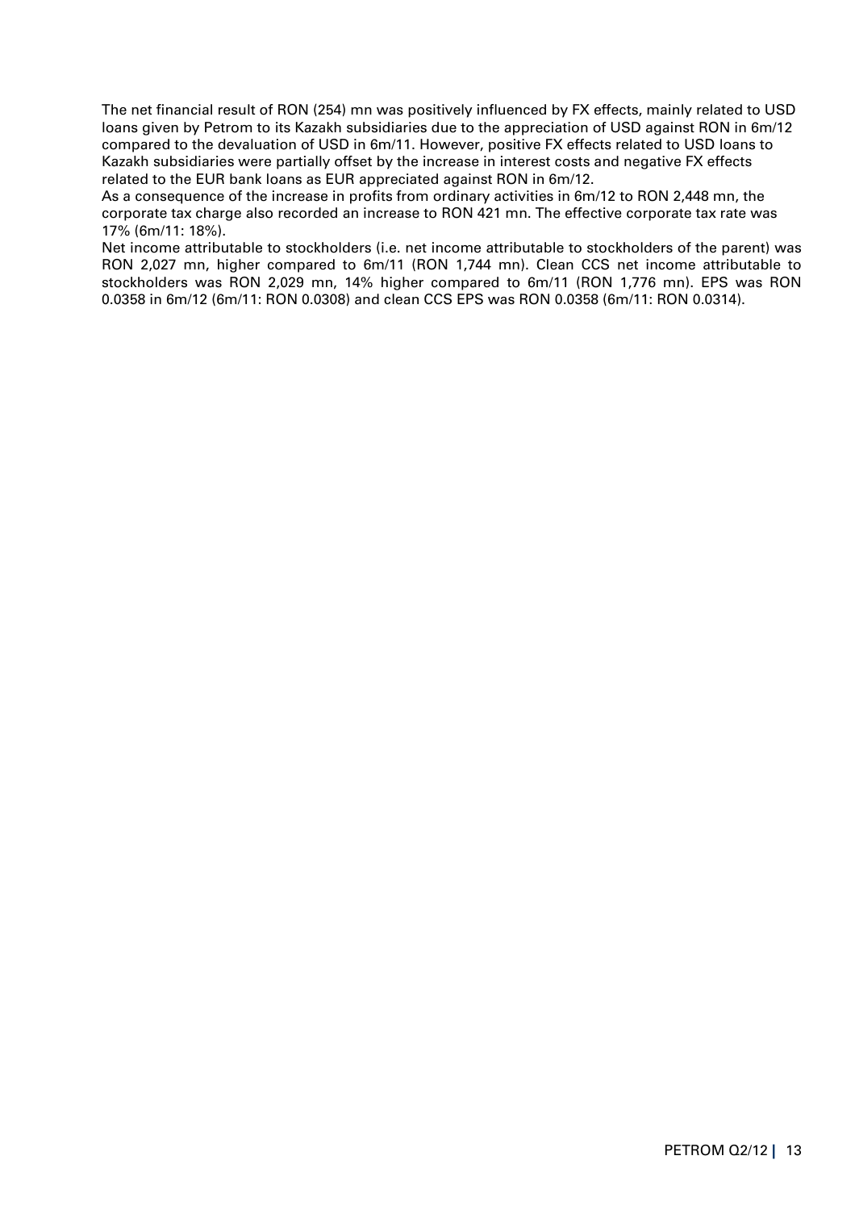The net financial result of RON (254) mn was positively influenced by FX effects, mainly related to USD loans given by Petrom to its Kazakh subsidiaries due to the appreciation of USD against RON in 6m/12 compared to the devaluation of USD in 6m/11. However, positive FX effects related to USD loans to Kazakh subsidiaries were partially offset by the increase in interest costs and negative FX effects related to the EUR bank loans as EUR appreciated against RON in 6m/12.

As a consequence of the increase in profits from ordinary activities in 6m/12 to RON 2,448 mn, the corporate tax charge also recorded an increase to RON 421 mn. The effective corporate tax rate was 17% (6m/11: 18%).

Net income attributable to stockholders (i.e. net income attributable to stockholders of the parent) was RON 2,027 mn, higher compared to 6m/11 (RON 1,744 mn). Clean CCS net income attributable to stockholders was RON 2,029 mn, 14% higher compared to 6m/11 (RON 1,776 mn). EPS was RON 0.0358 in 6m/12 (6m/11: RON 0.0308) and clean CCS EPS was RON 0.0358 (6m/11: RON 0.0314).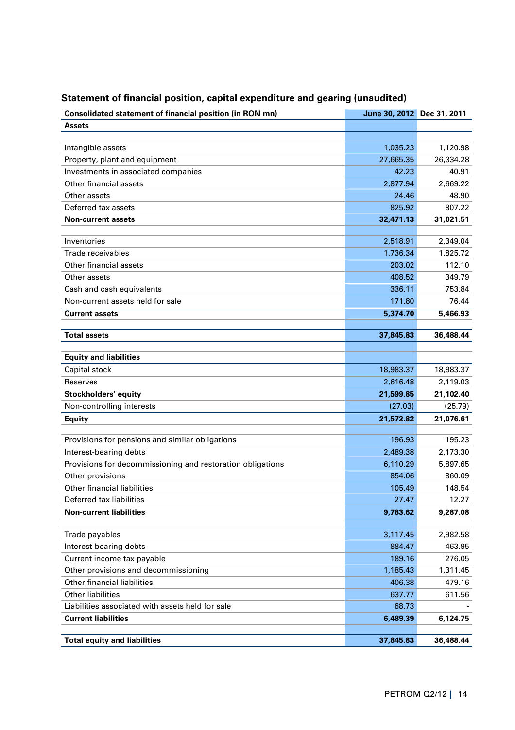## Statement of financial position, capital expenditure and gearing (unaudited)

| Consolidated statement of financial position (in RON mn) | June 30, 2012 | Dec 31, 2011 |
|---|---|---|
| **Assets** | | |
| | | |
| Intangible assets | 1,035.23 | 1,120.98 |
| Property, plant and equipment | 27,665.35 | 26,334.28 |
| Investments in associated companies | 42.23 | 40.91 |
| Other financial assets | 2,877.94 | 2,669.22 |
| Other assets | 24.46 | 48.90 |
| Deferred tax assets | 825.92 | 807.22 |
| **Non-current assets** | **32,471.13** | **31,021.51** |
| | | |
| Inventories | 2,518.91 | 2,349.04 |
| Trade receivables | 1,736.34 | 1,825.72 |
| Other financial assets | 203.02 | 112.10 |
| Other assets | 408.52 | 349.79 |
| Cash and cash equivalents | 336.11 | 753.84 |
| Non-current assets held for sale | 171.80 | 76.44 |
| **Current assets** | **5,374.70** | **5,466.93** |
| | | |
| **Total assets** | **37,845.83** | **36,488.44** |
| | | |
| **Equity and liabilities** | | |
| Capital stock | 18,983.37 | 18,983.37 |
| Reserves | 2,616.48 | 2,119.03 |
| **Stockholders' equity** | **21,599.85** | **21,102.40** |
| Non-controlling interests | (27.03) | (25.79) |
| **Equity** | **21,572.82** | **21,076.61** |
| | | |
| Provisions for pensions and similar obligations | 196.93 | 195.23 |
| Interest-bearing debts | 2,489.38 | 2,173.30 |
| Provisions for decommissioning and restoration obligations | 6,110.29 | 5,897.65 |
| Other provisions | 854.06 | 860.09 |
| Other financial liabilities | 105.49 | 148.54 |
| Deferred tax liabilities | 27.47 | 12.27 |
| **Non-current liabilities** | **9,783.62** | **9,287.08** |
| | | |
| Trade payables | 3,117.45 | 2,982.58 |
| Interest-bearing debts | 884.47 | 463.95 |
| Current income tax payable | 189.16 | 276.05 |
| Other provisions and decommissioning | 1,185.43 | 1,311.45 |
| Other financial liabilities | 406.38 | 479.16 |
| Other liabilities | 637.77 | 611.56 |
| Liabilities associated with assets held for sale | 68.73 | - |
| **Current liabilities** | **6,489.39** | **6,124.75** |
| | | |
| **Total equity and liabilities** | **37,845.83** | **36,488.44** |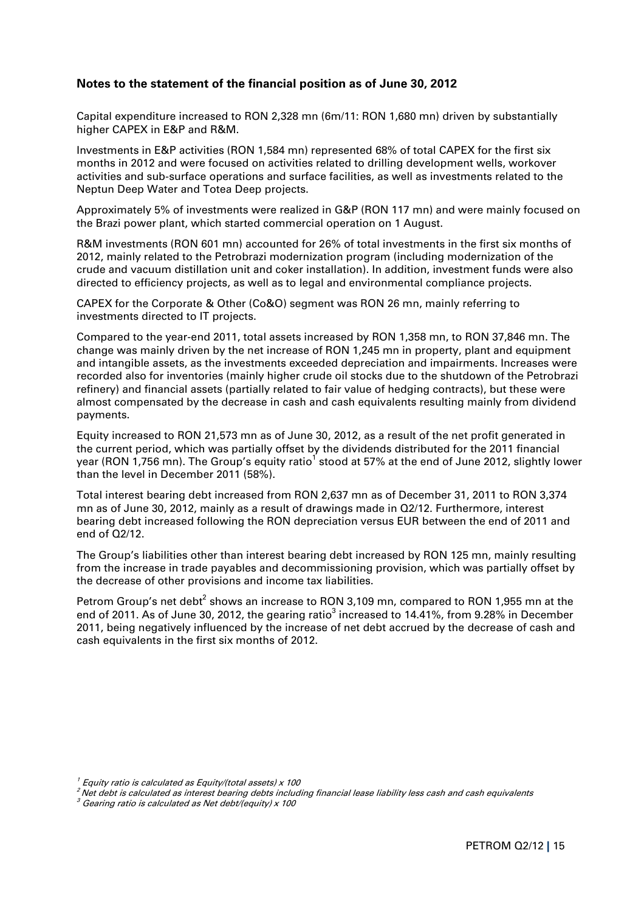### Notes to the statement of the financial position as of June 30, 2012

Capital expenditure increased to RON 2,328 mn (6m/11: RON 1,680 mn) driven by substantially higher CAPEX in E&P and R&M.

Investments in E&P activities (RON 1,584 mn) represented 68% of total CAPEX for the first six months in 2012 and were focused on activities related to drilling development wells, workover activities and sub-surface operations and surface facilities, as well as investments related to the Neptun Deep Water and Totea Deep projects.

Approximately 5% of investments were realized in G&P (RON 117 mn) and were mainly focused on the Brazi power plant, which started commercial operation on 1 August.

R&M investments (RON 601 mn) accounted for 26% of total investments in the first six months of 2012, mainly related to the Petrobrazi modernization program (including modernization of the crude and vacuum distillation unit and coker installation). In addition, investment funds were also directed to efficiency projects, as well as to legal and environmental compliance projects.

CAPEX for the Corporate & Other (Co&O) segment was RON 26 mn, mainly referring to investments directed to IT projects.

Compared to the year-end 2011, total assets increased by RON 1,358 mn, to RON 37,846 mn. The change was mainly driven by the net increase of RON 1,245 mn in property, plant and equipment and intangible assets, as the investments exceeded depreciation and impairments. Increases were recorded also for inventories (mainly higher crude oil stocks due to the shutdown of the Petrobrazi refinery) and financial assets (partially related to fair value of hedging contracts), but these were almost compensated by the decrease in cash and cash equivalents resulting mainly from dividend payments.

Equity increased to RON 21,573 mn as of June 30, 2012, as a result of the net profit generated in the current period, which was partially offset by the dividends distributed for the 2011 financial year (RON 1,756 mn). The Group's equity ratio[1] stood at 57% at the end of June 2012, slightly lower than the level in December 2011 (58%).

Total interest bearing debt increased from RON 2,637 mn as of December 31, 2011 to RON 3,374 mn as of June 30, 2012, mainly as a result of drawings made in Q2/12. Furthermore, interest bearing debt increased following the RON depreciation versus EUR between the end of 2011 and end of Q2/12.

The Group's liabilities other than interest bearing debt increased by RON 125 mn, mainly resulting from the increase in trade payables and decommissioning provision, which was partially offset by the decrease of other provisions and income tax liabilities.

Petrom Group's net debt[2] shows an increase to RON 3,109 mn, compared to RON 1,955 mn at the end of 2011. As of June 30, 2012, the gearing ratio[3] increased to 14.41%, from 9.28% in December 2011, being negatively influenced by the increase of net debt accrued by the decrease of cash and cash equivalents in the first six months of 2012.

*[1] Equity ratio is calculated as Equity/(total assets) x 100*

*[2] Net debt is calculated as interest bearing debts including financial lease liability less cash and cash equivalents*

*[3] Gearing ratio is calculated as Net debt/(equity) x 100*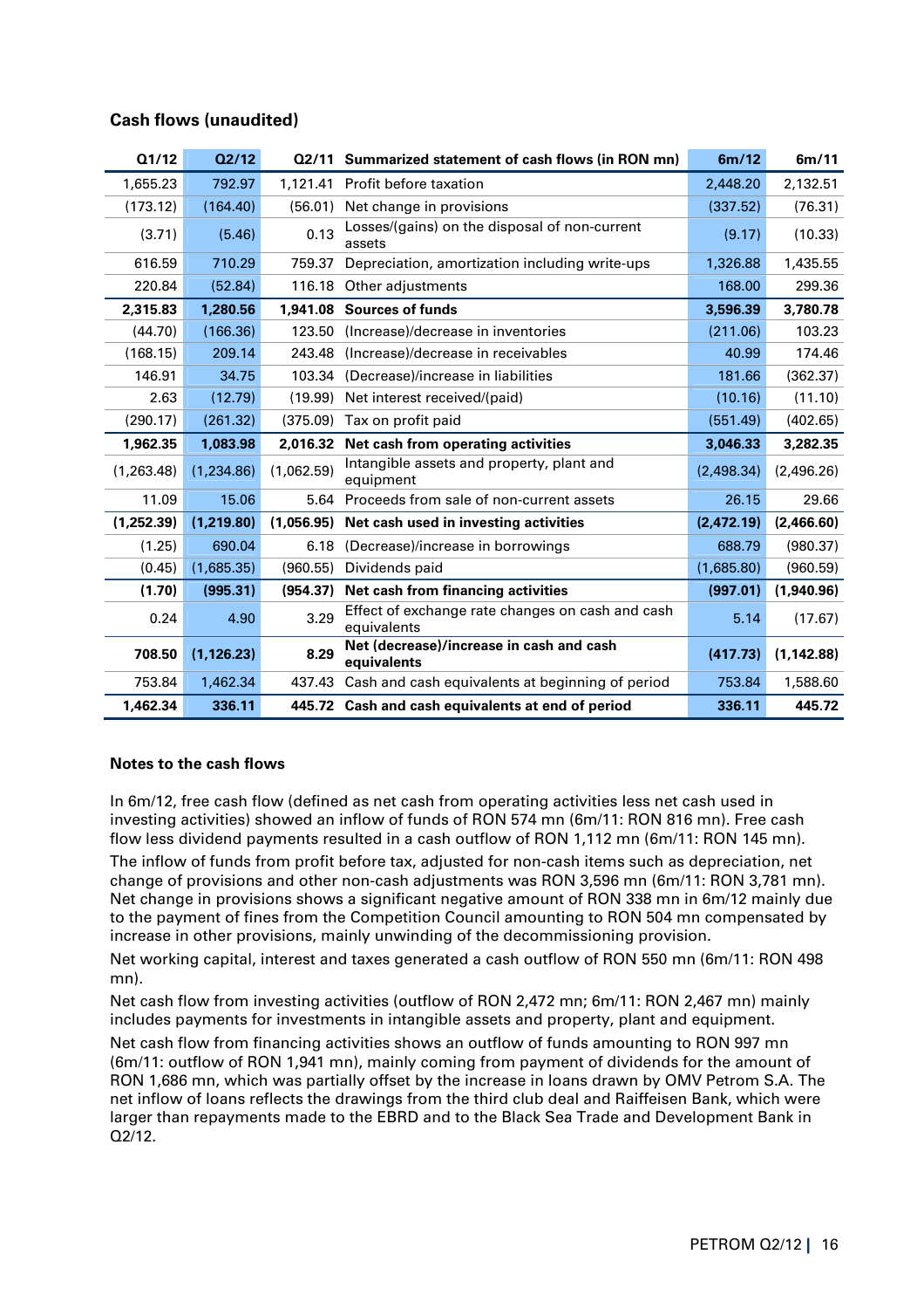## Cash flows (unaudited)

| Q1/12 | Q2/12 | Q2/11 | Summarized statement of cash flows (in RON mn) | 6m/12 | 6m/11 |
|---|---|---|---|---|---|
| 1,655.23 | 792.97 | 1,121.41 | Profit before taxation | 2,448.20 | 2,132.51 |
| (173.12) | (164.40) | (56.01) | Net change in provisions | (337.52) | (76.31) |
| (3.71) | (5.46) | 0.13 | Losses/(gains) on the disposal of non-current assets | (9.17) | (10.33) |
| 616.59 | 710.29 | 759.37 | Depreciation, amortization including write-ups | 1,326.88 | 1,435.55 |
| 220.84 | (52.84) | 116.18 | Other adjustments | 168.00 | 299.36 |
| **2,315.83** | **1,280.56** | **1,941.08** | **Sources of funds** | **3,596.39** | **3,780.78** |
| (44.70) | (166.36) | 123.50 | (Increase)/decrease in inventories | (211.06) | 103.23 |
| (168.15) | 209.14 | 243.48 | (Increase)/decrease in receivables | 40.99 | 174.46 |
| 146.91 | 34.75 | 103.34 | (Decrease)/increase in liabilities | 181.66 | (362.37) |
| 2.63 | (12.79) | (19.99) | Net interest received/(paid) | (10.16) | (11.10) |
| (290.17) | (261.32) | (375.09) | Tax on profit paid | (551.49) | (402.65) |
| **1,962.35** | **1,083.98** | **2,016.32** | **Net cash from operating activities** | **3,046.33** | **3,282.35** |
| (1,263.48) | (1,234.86) | (1,062.59) | Intangible assets and property, plant and equipment | (2,498.34) | (2,496.26) |
| 11.09 | 15.06 | 5.64 | Proceeds from sale of non-current assets | 26.15 | 29.66 |
| **(1,252.39)** | **(1,219.80)** | **(1,056.95)** | **Net cash used in investing activities** | **(2,472.19)** | **(2,466.60)** |
| (1.25) | 690.04 | 6.18 | (Decrease)/increase in borrowings | 688.79 | (980.37) |
| (0.45) | (1,685.35) | (960.55) | Dividends paid | (1,685.80) | (960.59) |
| **(1.70)** | **(995.31)** | **(954.37)** | **Net cash from financing activities** | **(997.01)** | **(1,940.96)** |
| 0.24 | 4.90 | 3.29 | Effect of exchange rate changes on cash and cash equivalents | 5.14 | (17.67) |
| **708.50** | **(1,126.23)** | **8.29** | **Net (decrease)/increase in cash and cash equivalents** | **(417.73)** | **(1,142.88)** |
| 753.84 | 1,462.34 | 437.43 | Cash and cash equivalents at beginning of period | 753.84 | 1,588.60 |
| **1,462.34** | **336.11** | **445.72** | **Cash and cash equivalents at end of period** | **336.11** | **445.72** |

### Notes to the cash flows

In 6m/12, free cash flow (defined as net cash from operating activities less net cash used in investing activities) showed an inflow of funds of RON 574 mn (6m/11: RON 816 mn). Free cash flow less dividend payments resulted in a cash outflow of RON 1,112 mn (6m/11: RON 145 mn).

The inflow of funds from profit before tax, adjusted for non-cash items such as depreciation, net change of provisions and other non-cash adjustments was RON 3,596 mn (6m/11: RON 3,781 mn). Net change in provisions shows a significant negative amount of RON 338 mn in 6m/12 mainly due to the payment of fines from the Competition Council amounting to RON 504 mn compensated by increase in other provisions, mainly unwinding of the decommissioning provision.

Net working capital, interest and taxes generated a cash outflow of RON 550 mn (6m/11: RON 498 mn).

Net cash flow from investing activities (outflow of RON 2,472 mn; 6m/11: RON 2,467 mn) mainly includes payments for investments in intangible assets and property, plant and equipment.

Net cash flow from financing activities shows an outflow of funds amounting to RON 997 mn (6m/11: outflow of RON 1,941 mn), mainly coming from payment of dividends for the amount of RON 1,686 mn, which was partially offset by the increase in loans drawn by OMV Petrom S.A. The net inflow of loans reflects the drawings from the third club deal and Raiffeisen Bank, which were larger than repayments made to the EBRD and to the Black Sea Trade and Development Bank in Q2/12.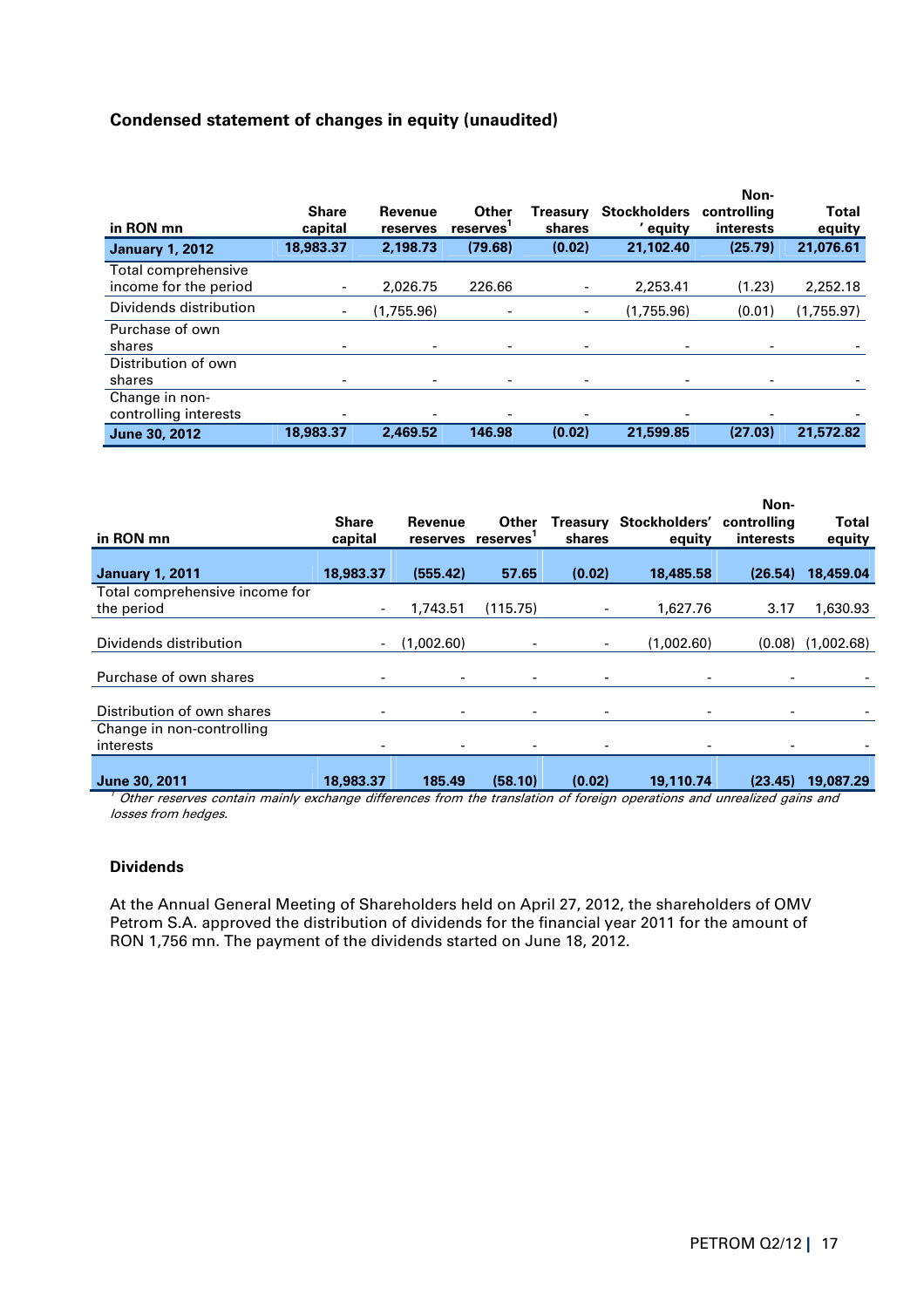## Condensed statement of changes in equity (unaudited)

| in RON mn | Share capital | Revenue reserves | Other reserves[1] | Treasury shares | Stockholders' equity | Non-controlling interests | Total equity |
|---|---|---|---|---|---|---|---|
| **January 1, 2012** | **18,983.37** | **2,198.73** | **(79.68)** | **(0.02)** | **21,102.40** | **(25.79)** | **21,076.61** |
| Total comprehensive income for the period | - | 2,026.75 | 226.66 | - | 2,253.41 | (1.23) | 2,252.18 |
| Dividends distribution | - | (1,755.96) | - | - | (1,755.96) | (0.01) | (1,755.97) |
| Purchase of own shares | - | - | - | - | - | - | - |
| Distribution of own shares | - | - | - | - | - | - | - |
| Change in non-controlling interests | - | - | - | - | - | - | - |
| **June 30, 2012** | **18,983.37** | **2,469.52** | **146.98** | **(0.02)** | **21,599.85** | **(27.03)** | **21,572.82** |

| in RON mn | Share capital | Revenue reserves | Other reserves[1] | Treasury shares | Stockholders' equity | Non-controlling interests | Total equity |
|---|---|---|---|---|---|---|---|
| **January 1, 2011** | **18,983.37** | **(555.42)** | **57.65** | **(0.02)** | **18,485.58** | **(26.54)** | **18,459.04** |
| Total comprehensive income for the period | - | 1,743.51 | (115.75) | - | 1,627.76 | 3.17 | 1,630.93 |
| Dividends distribution | - | (1,002.60) | - | - | (1,002.60) | (0.08) | (1,002.68) |
| Purchase of own shares | - | - | - | - | - | - | - |
| Distribution of own shares | - | - | - | - | - | - | - |
| Change in non-controlling interests | - | - | - | - | - | - | - |
| **June 30, 2011** | **18,983.37** | **185.49** | **(58.10)** | **(0.02)** | **19,110.74** | **(23.45)** | **19,087.29** |

[1] *Other reserves contain mainly exchange differences from the translation of foreign operations and unrealized gains and losses from hedges.*

### Dividends

At the Annual General Meeting of Shareholders held on April 27, 2012, the shareholders of OMV Petrom S.A. approved the distribution of dividends for the financial year 2011 for the amount of RON 1,756 mn. The payment of the dividends started on June 18, 2012.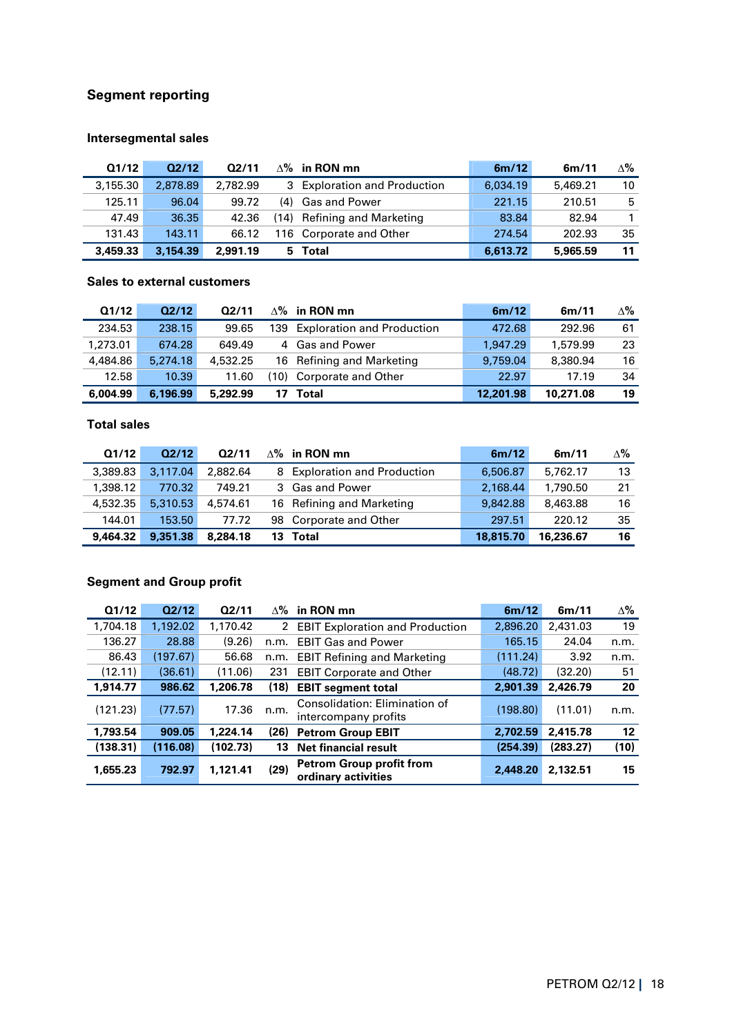## Segment reporting

### Intersegmental sales

| Q1/12 | Q2/12 | Q2/11 | ∆% | in RON mn | 6m/12 | 6m/11 | ∆% |
|---|---|---|---|---|---|---|---|
| 3,155.30 | 2,878.89 | 2,782.99 | 3 | Exploration and Production | 6,034.19 | 5,469.21 | 10 |
| 125.11 | 96.04 | 99.72 | (4) | Gas and Power | 221.15 | 210.51 | 5 |
| 47.49 | 36.35 | 42.36 | (14) | Refining and Marketing | 83.84 | 82.94 | 1 |
| 131.43 | 143.11 | 66.12 | 116 | Corporate and Other | 274.54 | 202.93 | 35 |
| **3,459.33** | **3,154.39** | **2,991.19** | **5** | **Total** | **6,613.72** | **5,965.59** | **11** |

### Sales to external customers

| Q1/12 | Q2/12 | Q2/11 | ∆% | in RON mn | 6m/12 | 6m/11 | ∆% |
|---|---|---|---|---|---|---|---|
| 234.53 | 238.15 | 99.65 | 139 | Exploration and Production | 472.68 | 292.96 | 61 |
| 1,273.01 | 674.28 | 649.49 | 4 | Gas and Power | 1,947.29 | 1,579.99 | 23 |
| 4,484.86 | 5,274.18 | 4,532.25 | 16 | Refining and Marketing | 9,759.04 | 8,380.94 | 16 |
| 12.58 | 10.39 | 11.60 | (10) | Corporate and Other | 22.97 | 17.19 | 34 |
| **6,004.99** | **6,196.99** | **5,292.99** | **17** | **Total** | **12,201.98** | **10,271.08** | **19** |

### Total sales

| Q1/12 | Q2/12 | Q2/11 | ∆% | in RON mn | 6m/12 | 6m/11 | ∆% |
|---|---|---|---|---|---|---|---|
| 3,389.83 | 3,117.04 | 2,882.64 | 8 | Exploration and Production | 6,506.87 | 5,762.17 | 13 |
| 1,398.12 | 770.32 | 749.21 | 3 | Gas and Power | 2,168.44 | 1,790.50 | 21 |
| 4,532.35 | 5,310.53 | 4,574.61 | 16 | Refining and Marketing | 9,842.88 | 8,463.88 | 16 |
| 144.01 | 153.50 | 77.72 | 98 | Corporate and Other | 297.51 | 220.12 | 35 |
| **9,464.32** | **9,351.38** | **8,284.18** | **13** | **Total** | **18,815.70** | **16,236.67** | **16** |

### Segment and Group profit

| Q1/12 | Q2/12 | Q2/11 | ∆% | in RON mn | 6m/12 | 6m/11 | ∆% |
|---|---|---|---|---|---|---|---|
| 1,704.18 | 1,192.02 | 1,170.42 | 2 | EBIT Exploration and Production | 2,896.20 | 2,431.03 | 19 |
| 136.27 | 28.88 | (9.26) | n.m. | EBIT Gas and Power | 165.15 | 24.04 | n.m. |
| 86.43 | (197.67) | 56.68 | n.m. | EBIT Refining and Marketing | (111.24) | 3.92 | n.m. |
| (12.11) | (36.61) | (11.06) | 231 | EBIT Corporate and Other | (48.72) | (32.20) | 51 |
| **1,914.77** | **986.62** | **1,206.78** | **(18)** | **EBIT segment total** | **2,901.39** | **2,426.79** | **20** |
| (121.23) | (77.57) | 17.36 | n.m. | Consolidation: Elimination of intercompany profits | (198.80) | (11.01) | n.m. |
| **1,793.54** | **909.05** | **1,224.14** | **(26)** | **Petrom Group EBIT** | **2,702.59** | **2,415.78** | **12** |
| **(138.31)** | **(116.08)** | **(102.73)** | **13** | **Net financial result** | **(254.39)** | **(283.27)** | **(10)** |
| **1,655.23** | **792.97** | **1,121.41** | **(29)** | **Petrom Group profit from ordinary activities** | **2,448.20** | **2,132.51** | **15** |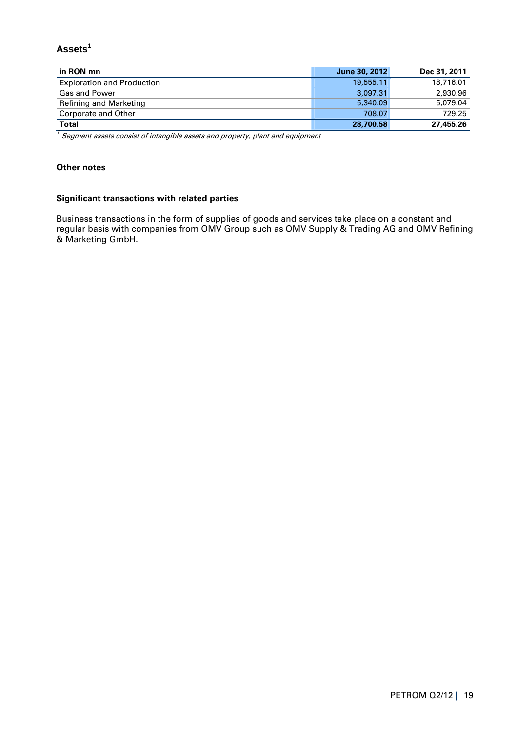## Assets[1]

| in RON mn | June 30, 2012 | Dec 31, 2011 |
|---|---|---|
| Exploration and Production | 19,555.11 | 18,716.01 |
| Gas and Power | 3,097.31 | 2,930.96 |
| Refining and Marketing | 5,340.09 | 5,079.04 |
| Corporate and Other | 708.07 | 729.25 |
| **Total** | **28,700.58** | **27,455.26** |

[1] *Segment assets consist of intangible assets and property, plant and equipment*

### Other notes

#### Significant transactions with related parties

Business transactions in the form of supplies of goods and services take place on a constant and regular basis with companies from OMV Group such as OMV Supply & Trading AG and OMV Refining & Marketing GmbH.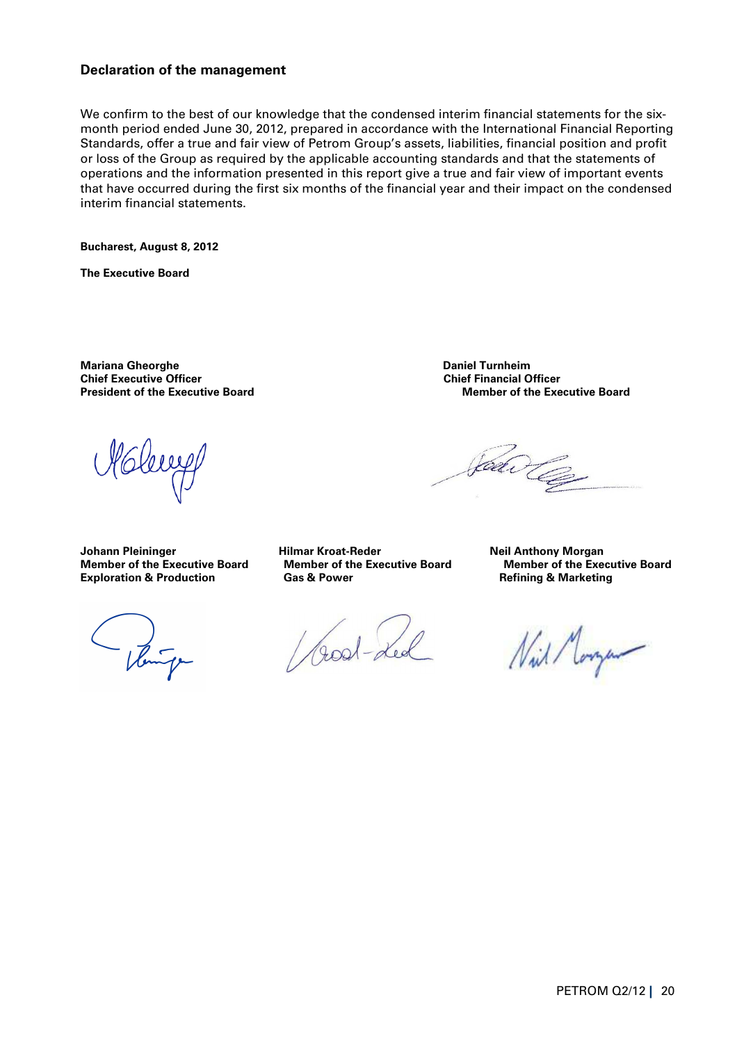## Declaration of the management

We confirm to the best of our knowledge that the condensed interim financial statements for the six-month period ended June 30, 2012, prepared in accordance with the International Financial Reporting Standards, offer a true and fair view of Petrom Group's assets, liabilities, financial position and profit or loss of the Group as required by the applicable accounting standards and that the statements of operations and the information presented in this report give a true and fair view of important events that have occurred during the first six months of the financial year and their impact on the condensed interim financial statements.

**Bucharest, August 8, 2012**

**The Executive Board**

**Mariana Gheorghe**
**Chief Executive Officer**
**President of the Executive Board**

**Daniel Turnheim**
**Chief Financial Officer**
**Member of the Executive Board**

**Johann Pleininger**
**Member of the Executive Board**
**Exploration & Production**

**Hilmar Kroat-Reder**
**Member of the Executive Board**
**Gas & Power**

**Neil Anthony Morgan**
**Member of the Executive Board**
**Refining & Marketing**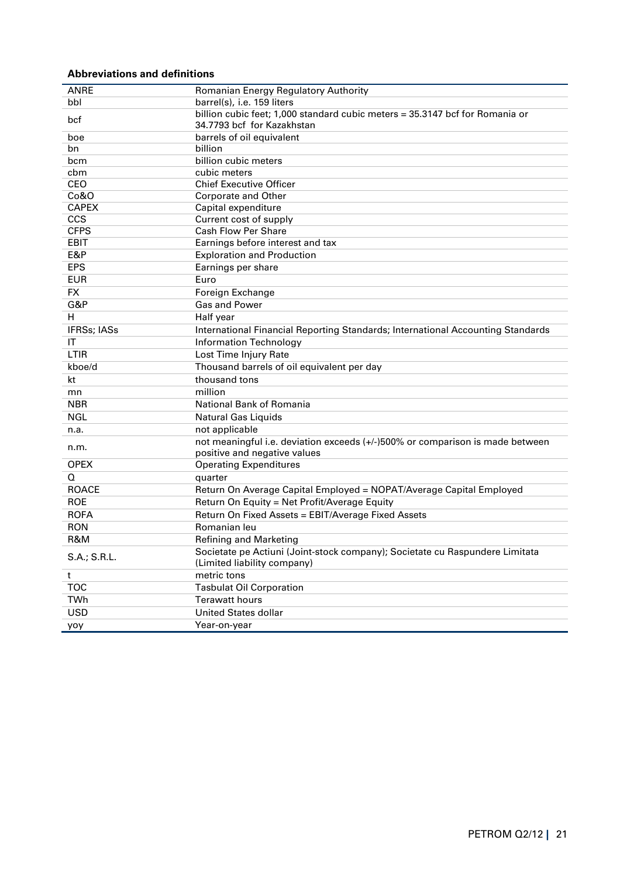**Abbreviations and definitions**

| | |
|---|---|
| ANRE | Romanian Energy Regulatory Authority |
| bbl | barrel(s), i.e. 159 liters |
| bcf | billion cubic feet; 1,000 standard cubic meters = 35.3147 bcf for Romania or 34.7793 bcf for Kazakhstan |
| boe | barrels of oil equivalent |
| bn | billion |
| bcm | billion cubic meters |
| cbm | cubic meters |
| CEO | Chief Executive Officer |
| Co&O | Corporate and Other |
| CAPEX | Capital expenditure |
| CCS | Current cost of supply |
| CFPS | Cash Flow Per Share |
| EBIT | Earnings before interest and tax |
| E&P | Exploration and Production |
| EPS | Earnings per share |
| EUR | Euro |
| FX | Foreign Exchange |
| G&P | Gas and Power |
| H | Half year |
| IFRSs; IASs | International Financial Reporting Standards; International Accounting Standards |
| IT | Information Technology |
| LTIR | Lost Time Injury Rate |
| kboe/d | Thousand barrels of oil equivalent per day |
| kt | thousand tons |
| mn | million |
| NBR | National Bank of Romania |
| NGL | Natural Gas Liquids |
| n.a. | not applicable |
| n.m. | not meaningful i.e. deviation exceeds (+/-)500% or comparison is made between positive and negative values |
| OPEX | Operating Expenditures |
| Q | quarter |
| ROACE | Return On Average Capital Employed = NOPAT/Average Capital Employed |
| ROE | Return On Equity = Net Profit/Average Equity |
| ROFA | Return On Fixed Assets = EBIT/Average Fixed Assets |
| RON | Romanian leu |
| R&M | Refining and Marketing |
| S.A.; S.R.L. | Societate pe Actiuni (Joint-stock company); Societate cu Raspundere Limitata (Limited liability company) |
| t | metric tons |
| TOC | Tasbulat Oil Corporation |
| TWh | Terawatt hours |
| USD | United States dollar |
| yoy | Year-on-year |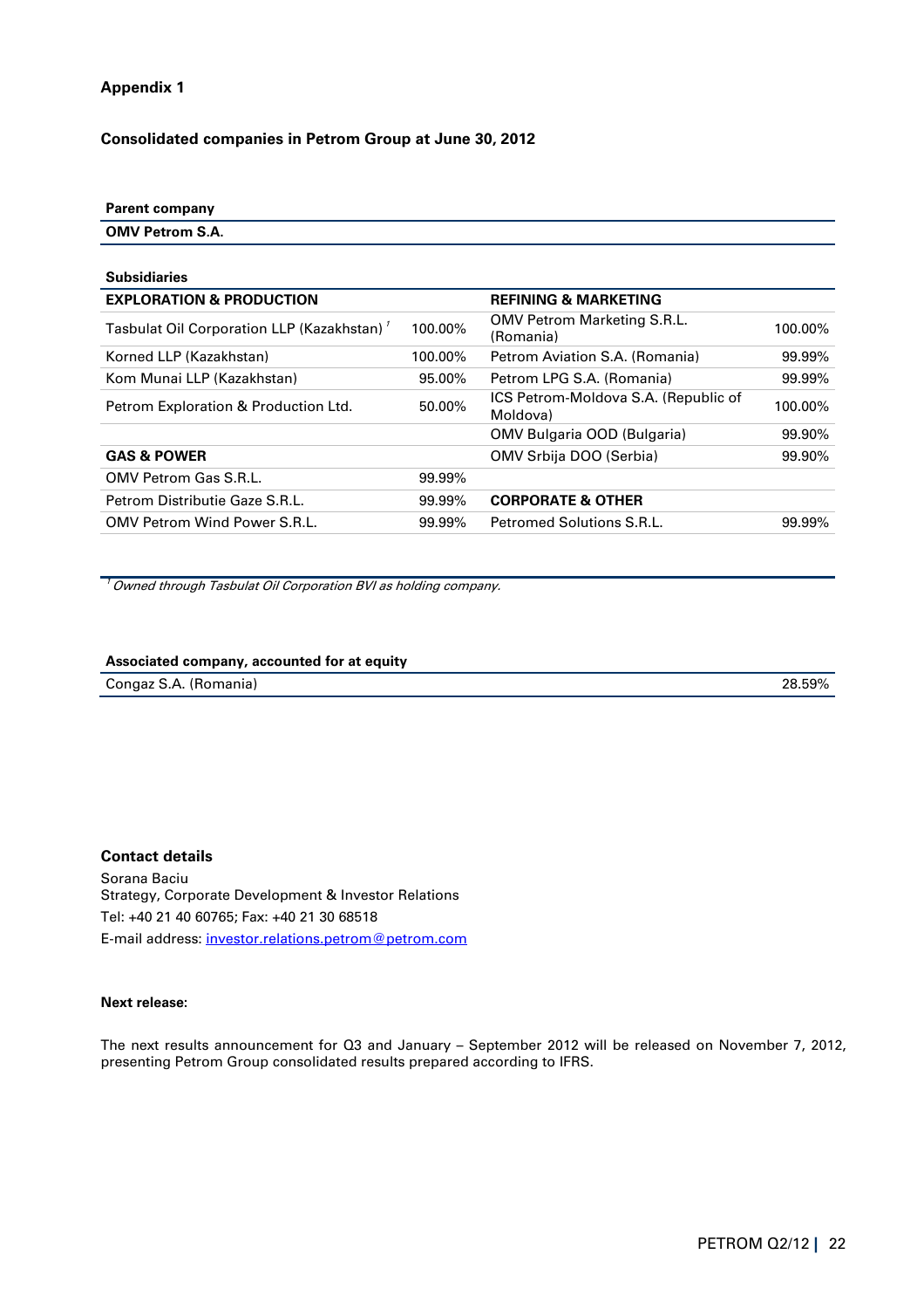## Appendix 1

### Consolidated companies in Petrom Group at June 30, 2012

| Parent company |
|---|
| **OMV Petrom S.A.** |

**Subsidiaries**

| EXPLORATION & PRODUCTION | | REFINING & MARKETING | |
|---|---|---|---|
| Tasbulat Oil Corporation LLP (Kazakhstan) [1] | 100.00% | OMV Petrom Marketing S.R.L. (Romania) | 100.00% |
| Korned LLP (Kazakhstan) | 100.00% | Petrom Aviation S.A. (Romania) | 99.99% |
| Kom Munai LLP (Kazakhstan) | 95.00% | Petrom LPG S.A. (Romania) | 99.99% |
| Petrom Exploration & Production Ltd. | 50.00% | ICS Petrom-Moldova S.A. (Republic of Moldova) | 100.00% |
| | | OMV Bulgaria OOD (Bulgaria) | 99.90% |
| **GAS & POWER** | | OMV Srbija DOO (Serbia) | 99.90% |
| OMV Petrom Gas S.R.L. | 99.99% | | |
| Petrom Distributie Gaze S.R.L. | 99.99% | **CORPORATE & OTHER** | |
| OMV Petrom Wind Power S.R.L. | 99.99% | Petromed Solutions S.R.L. | 99.99% |

[1] *Owned through Tasbulat Oil Corporation BVI as holding company.*

| Associated company, accounted for at equity | |
|---|---|
| Congaz S.A. (Romania) | 28.59% |

### Contact details

Sorana Baciu
Strategy, Corporate Development & Investor Relations
Tel: +40 21 40 60765; Fax: +40 21 30 68518
E-mail address: investor.relations.petrom@petrom.com

**Next release:**

The next results announcement for Q3 and January – September 2012 will be released on November 7, 2012, presenting Petrom Group consolidated results prepared according to IFRS.